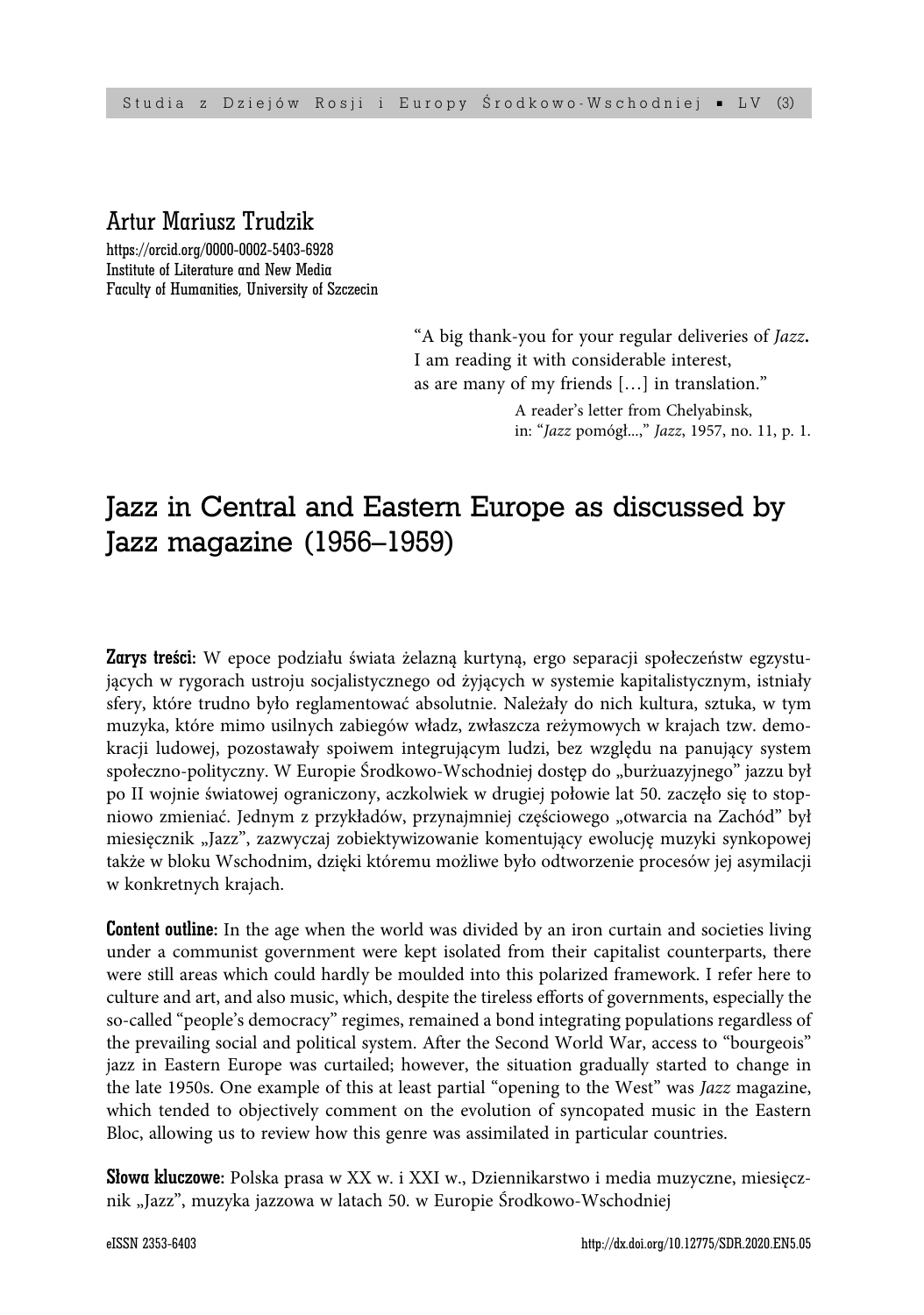## Artur Mariusz Trudzik

https://orcid.org/0000-0002-5403-6928
Institute of Literature and New Media
Faculty of Humanities, University of Szczecin

> "A big thank-you for your regular deliveries of *Jazz***.**
> I am reading it with considerable interest,
> as are many of my friends […] in translation."
>
> A reader's letter from Chelyabinsk,
> in: "*Jazz* pomógł...," *Jazz*, 1957, no. 11, p. 1.

# Jazz in Central and Eastern Europe as discussed by Jazz magazine (1956–1959)

**Zarys treści:** W epoce podziału świata żelazną kurtyną, ergo separacji społeczeństw egzystujących w rygorach ustroju socjalistycznego od żyjących w systemie kapitalistycznym, istniały sfery, które trudno było reglamentować absolutnie. Należały do nich kultura, sztuka, w tym muzyka, które mimo usilnych zabiegów władz, zwłaszcza reżymowych w krajach tzw. demokracji ludowej, pozostawały spoiwem integrującym ludzi, bez względu na panujący system społeczno-polityczny. W Europie Środkowo-Wschodniej dostęp do „burżuazyjnego" jazzu był po II wojnie światowej ograniczony, aczkolwiek w drugiej połowie lat 50. zaczęło się to stopniowo zmieniać. Jednym z przykładów, przynajmniej częściowego „otwarcia na Zachód" był miesięcznik „Jazz", zazwyczaj zobiektywizowanie komentujący ewolucję muzyki synkopowej także w bloku Wschodnim, dzięki któremu możliwe było odtworzenie procesów jej asymilacji w konkretnych krajach.

**Content outline:** In the age when the world was divided by an iron curtain and societies living under a communist government were kept isolated from their capitalist counterparts, there were still areas which could hardly be moulded into this polarized framework. I refer here to culture and art, and also music, which, despite the tireless efforts of governments, especially the so-called "people's democracy" regimes, remained a bond integrating populations regardless of the prevailing social and political system. After the Second World War, access to "bourgeois" jazz in Eastern Europe was curtailed; however, the situation gradually started to change in the late 1950s. One example of this at least partial "opening to the West" was *Jazz* magazine, which tended to objectively comment on the evolution of syncopated music in the Eastern Bloc, allowing us to review how this genre was assimilated in particular countries.

**Słowa kluczowe:** Polska prasa w XX w. i XXI w., Dziennikarstwo i media muzyczne, miesięcznik „Jazz", muzyka jazzowa w latach 50. w Europie Środkowo-Wschodniej

eISSN 2353-6403 http://dx.doi.org/10.12775/SDR.2020.EN5.05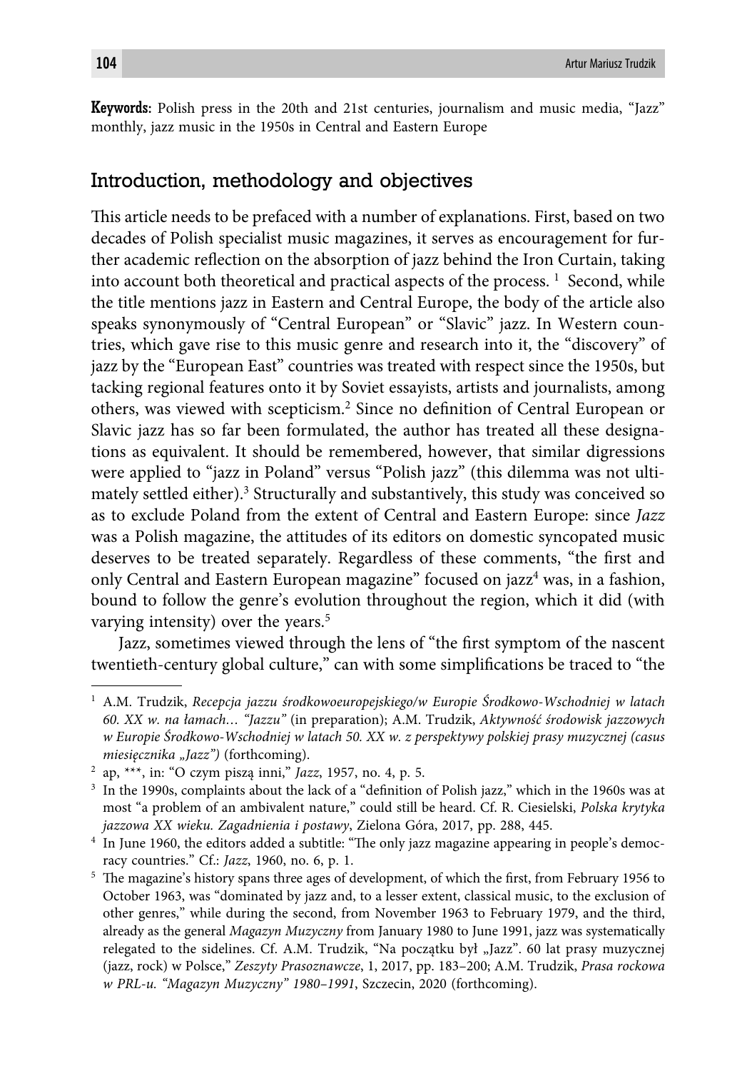**Keywords:** Polish press in the 20th and 21st centuries, journalism and music media, "Jazz" monthly, jazz music in the 1950s in Central and Eastern Europe

## Introduction, methodology and objectives

This article needs to be prefaced with a number of explanations. First, based on two decades of Polish specialist music magazines, it serves as encouragement for further academic reflection on the absorption of jazz behind the Iron Curtain, taking into account both theoretical and practical aspects of the process. [1] Second, while the title mentions jazz in Eastern and Central Europe, the body of the article also speaks synonymously of "Central European" or "Slavic" jazz. In Western countries, which gave rise to this music genre and research into it, the "discovery" of jazz by the "European East" countries was treated with respect since the 1950s, but tacking regional features onto it by Soviet essayists, artists and journalists, among others, was viewed with scepticism.[2] Since no definition of Central European or Slavic jazz has so far been formulated, the author has treated all these designations as equivalent. It should be remembered, however, that similar digressions were applied to "jazz in Poland" versus "Polish jazz" (this dilemma was not ultimately settled either).[3] Structurally and substantively, this study was conceived so as to exclude Poland from the extent of Central and Eastern Europe: since *Jazz* was a Polish magazine, the attitudes of its editors on domestic syncopated music deserves to be treated separately. Regardless of these comments, "the first and only Central and Eastern European magazine" focused on jazz[4] was, in a fashion, bound to follow the genre's evolution throughout the region, which it did (with varying intensity) over the years.[5]

Jazz, sometimes viewed through the lens of "the first symptom of the nascent twentieth-century global culture," can with some simplifications be traced to "the

---

[1] A.M. Trudzik, *Recepcja jazzu środkowoeuropejskiego/w Europie Środkowo-Wschodniej w latach 60. XX w. na łamach… "Jazzu"* (in preparation); A.M. Trudzik, *Aktywność środowisk jazzowych w Europie Środkowo-Wschodniej w latach 50. XX w. z perspektywy polskiej prasy muzycznej (casus miesięcznika „Jazz")* (forthcoming).

[2] ap, \*\*\*, in: "O czym piszą inni," *Jazz*, 1957, no. 4, p. 5.

[3] In the 1990s, complaints about the lack of a "definition of Polish jazz," which in the 1960s was at most "a problem of an ambivalent nature," could still be heard. Cf. R. Ciesielski, *Polska krytyka jazzowa XX wieku. Zagadnienia i postawy*, Zielona Góra, 2017, pp. 288, 445.

[4] In June 1960, the editors added a subtitle: "The only jazz magazine appearing in people's democracy countries." Cf.: *Jazz*, 1960, no. 6, p. 1.

[5] The magazine's history spans three ages of development, of which the first, from February 1956 to October 1963, was "dominated by jazz and, to a lesser extent, classical music, to the exclusion of other genres," while during the second, from November 1963 to February 1979, and the third, already as the general *Magazyn Muzyczny* from January 1980 to June 1991, jazz was systematically relegated to the sidelines. Cf. A.M. Trudzik, "Na początku był „Jazz". 60 lat prasy muzycznej (jazz, rock) w Polsce," *Zeszyty Prasoznawcze*, 1, 2017, pp. 183–200; A.M. Trudzik, *Prasa rockowa w PRL-u. "Magazyn Muzyczny" 1980–1991*, Szczecin, 2020 (forthcoming).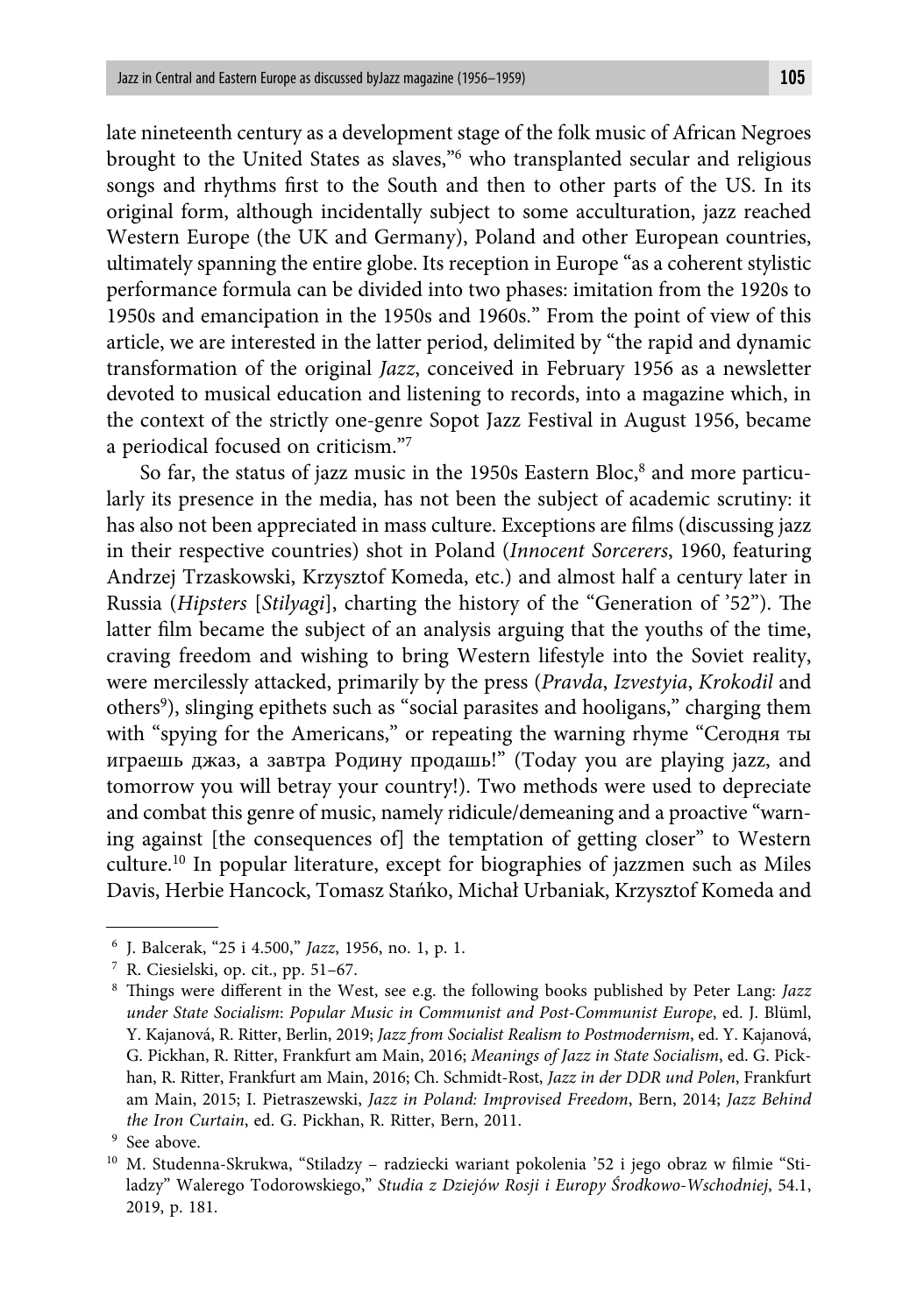late nineteenth century as a development stage of the folk music of African Negroes brought to the United States as slaves,"[6] who transplanted secular and religious songs and rhythms first to the South and then to other parts of the US. In its original form, although incidentally subject to some acculturation, jazz reached Western Europe (the UK and Germany), Poland and other European countries, ultimately spanning the entire globe. Its reception in Europe "as a coherent stylistic performance formula can be divided into two phases: imitation from the 1920s to 1950s and emancipation in the 1950s and 1960s." From the point of view of this article, we are interested in the latter period, delimited by "the rapid and dynamic transformation of the original *Jazz*, conceived in February 1956 as a newsletter devoted to musical education and listening to records, into a magazine which, in the context of the strictly one-genre Sopot Jazz Festival in August 1956, became a periodical focused on criticism."[7]

So far, the status of jazz music in the 1950s Eastern Bloc,[8] and more particularly its presence in the media, has not been the subject of academic scrutiny: it has also not been appreciated in mass culture. Exceptions are films (discussing jazz in their respective countries) shot in Poland (*Innocent Sorcerers*, 1960, featuring Andrzej Trzaskowski, Krzysztof Komeda, etc.) and almost half a century later in Russia (*Hipsters* [*Stilyagi*], charting the history of the "Generation of '52"). The latter film became the subject of an analysis arguing that the youths of the time, craving freedom and wishing to bring Western lifestyle into the Soviet reality, were mercilessly attacked, primarily by the press (*Pravda*, *Izvestyia*, *Krokodil* and others[9]), slinging epithets such as "social parasites and hooligans," charging them with "spying for the Americans," or repeating the warning rhyme "Сегодня ты играешь джаз, а завтра Родину продашь!" (Today you are playing jazz, and tomorrow you will betray your country!). Two methods were used to depreciate and combat this genre of music, namely ridicule/demeaning and a proactive "warning against [the consequences of] the temptation of getting closer" to Western culture.[10] In popular literature, except for biographies of jazzmen such as Miles Davis, Herbie Hancock, Tomasz Stańko, Michał Urbaniak, Krzysztof Komeda and

---

[6] J. Balcerak, "25 i 4.500," *Jazz*, 1956, no. 1, p. 1.

[7] R. Ciesielski, op. cit., pp. 51–67.

[8] Things were different in the West, see e.g. the following books published by Peter Lang: *Jazz under State Socialism*: *Popular Music in Communist and Post-Communist Europe*, ed. J. Blüml, Y. Kajanová, R. Ritter, Berlin, 2019; *Jazz from Socialist Realism to Postmodernism*, ed. Y. Kajanová, G. Pickhan, R. Ritter, Frankfurt am Main, 2016; *Meanings of Jazz in State Socialism*, ed. G. Pickhan, R. Ritter, Frankfurt am Main, 2016; Ch. Schmidt-Rost, *Jazz in der DDR und Polen*, Frankfurt am Main, 2015; I. Pietraszewski, *Jazz in Poland: Improvised Freedom*, Bern, 2014; *Jazz Behind the Iron Curtain*, ed. G. Pickhan, R. Ritter, Bern, 2011.

[9] See above.

[10] M. Studenna-Skrukwa, "Stiladzy – radziecki wariant pokolenia '52 i jego obraz w filmie "Stiladzy" Walerego Todorowskiego," *Studia z Dziejów Rosji i Europy Środkowo-Wschodniej*, 54.1, 2019, p. 181.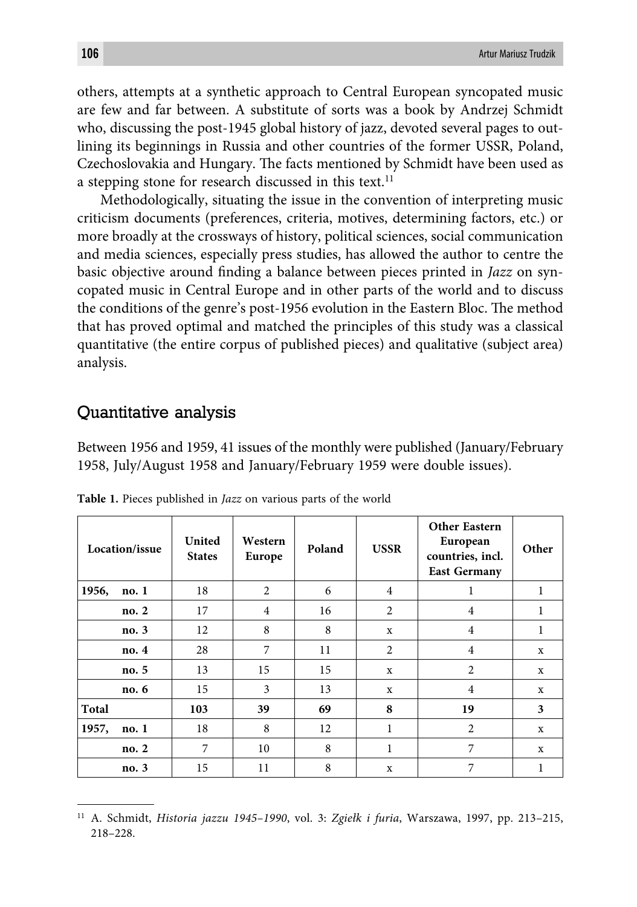others, attempts at a synthetic approach to Central European syncopated music are few and far between. A substitute of sorts was a book by Andrzej Schmidt who, discussing the post-1945 global history of jazz, devoted several pages to outlining its beginnings in Russia and other countries of the former USSR, Poland, Czechoslovakia and Hungary. The facts mentioned by Schmidt have been used as a stepping stone for research discussed in this text.[11]

Methodologically, situating the issue in the convention of interpreting music criticism documents (preferences, criteria, motives, determining factors, etc.) or more broadly at the crossways of history, political sciences, social communication and media sciences, especially press studies, has allowed the author to centre the basic objective around finding a balance between pieces printed in *Jazz* on syncopated music in Central Europe and in other parts of the world and to discuss the conditions of the genre's post-1956 evolution in the Eastern Bloc. The method that has proved optimal and matched the principles of this study was a classical quantitative (the entire corpus of published pieces) and qualitative (subject area) analysis.

## Quantitative analysis

Between 1956 and 1959, 41 issues of the monthly were published (January/February 1958, July/August 1958 and January/February 1959 were double issues).

**Table 1.** Pieces published in *Jazz* on various parts of the world

| Location/issue | | United States | Western Europe | Poland | USSR | Other Eastern European countries, incl. East Germany | Other |
|---|---|---|---|---|---|---|---|
| **1956,** | **no. 1** | 18 | 2 | 6 | 4 | 1 | 1 |
| | **no. 2** | 17 | 4 | 16 | 2 | 4 | 1 |
| | **no. 3** | 12 | 8 | 8 | x | 4 | 1 |
| | **no. 4** | 28 | 7 | 11 | 2 | 4 | x |
| | **no. 5** | 13 | 15 | 15 | x | 2 | x |
| | **no. 6** | 15 | 3 | 13 | x | 4 | x |
| **Total** | | **103** | **39** | **69** | **8** | **19** | **3** |
| **1957,** | **no. 1** | 18 | 8 | 12 | 1 | 2 | x |
| | **no. 2** | 7 | 10 | 8 | 1 | 7 | x |
| | **no. 3** | 15 | 11 | 8 | x | 7 | 1 |

[11] A. Schmidt, *Historia jazzu 1945–1990*, vol. 3: *Zgiełk i furia*, Warszawa, 1997, pp. 213–215, 218–228.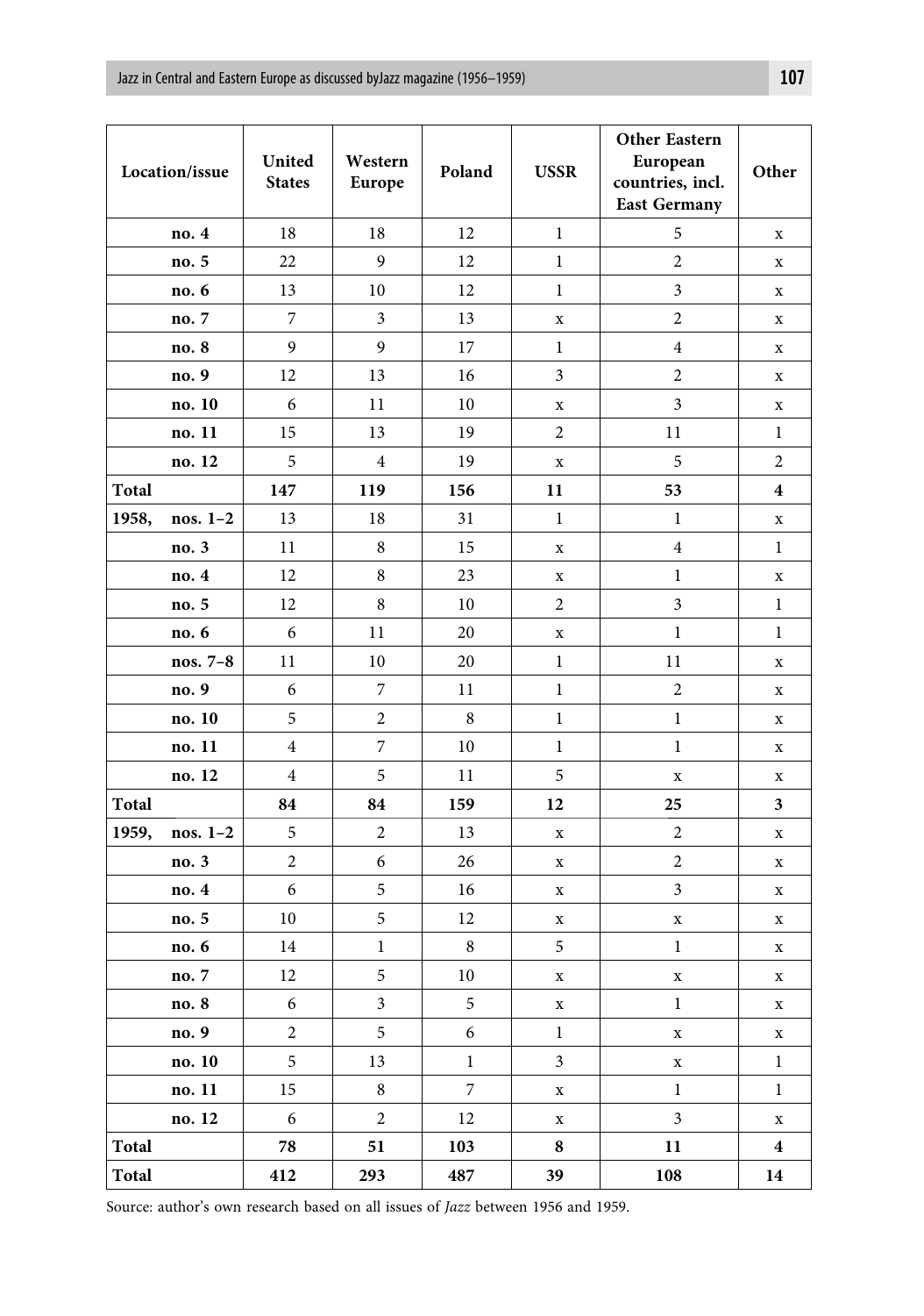| Location/issue | | United States | Western Europe | Poland | USSR | Other Eastern European countries, incl. East Germany | Other |
|---|---|---|---|---|---|---|---|
| | **no. 4** | 18 | 18 | 12 | 1 | 5 | x |
| | **no. 5** | 22 | 9 | 12 | 1 | 2 | x |
| | **no. 6** | 13 | 10 | 12 | 1 | 3 | x |
| | **no. 7** | 7 | 3 | 13 | x | 2 | x |
| | **no. 8** | 9 | 9 | 17 | 1 | 4 | x |
| | **no. 9** | 12 | 13 | 16 | 3 | 2 | x |
| | **no. 10** | 6 | 11 | 10 | x | 3 | x |
| | **no. 11** | 15 | 13 | 19 | 2 | 11 | 1 |
| | **no. 12** | 5 | 4 | 19 | x | 5 | 2 |
| **Total** | | **147** | **119** | **156** | **11** | **53** | **4** |
| **1958,** | **nos. 1–2** | 13 | 18 | 31 | 1 | 1 | x |
| | **no. 3** | 11 | 8 | 15 | x | 4 | 1 |
| | **no. 4** | 12 | 8 | 23 | x | 1 | x |
| | **no. 5** | 12 | 8 | 10 | 2 | 3 | 1 |
| | **no. 6** | 6 | 11 | 20 | x | 1 | 1 |
| | **nos. 7–8** | 11 | 10 | 20 | 1 | 11 | x |
| | **no. 9** | 6 | 7 | 11 | 1 | 2 | x |
| | **no. 10** | 5 | 2 | 8 | 1 | 1 | x |
| | **no. 11** | 4 | 7 | 10 | 1 | 1 | x |
| | **no. 12** | 4 | 5 | 11 | 5 | x | x |
| **Total** | | **84** | **84** | **159** | **12** | **25** | **3** |
| **1959,** | **nos. 1–2** | 5 | 2 | 13 | x | 2 | x |
| | **no. 3** | 2 | 6 | 26 | x | 2 | x |
| | **no. 4** | 6 | 5 | 16 | x | 3 | x |
| | **no. 5** | 10 | 5 | 12 | x | x | x |
| | **no. 6** | 14 | 1 | 8 | 5 | 1 | x |
| | **no. 7** | 12 | 5 | 10 | x | x | x |
| | **no. 8** | 6 | 3 | 5 | x | 1 | x |
| | **no. 9** | 2 | 5 | 6 | 1 | x | x |
| | **no. 10** | 5 | 13 | 1 | 3 | x | 1 |
| | **no. 11** | 15 | 8 | 7 | x | 1 | 1 |
| | **no. 12** | 6 | 2 | 12 | x | 3 | x |
| **Total** | | **78** | **51** | **103** | **8** | **11** | **4** |
| **Total** | | **412** | **293** | **487** | **39** | **108** | **14** |

Source: author's own research based on all issues of *Jazz* between 1956 and 1959.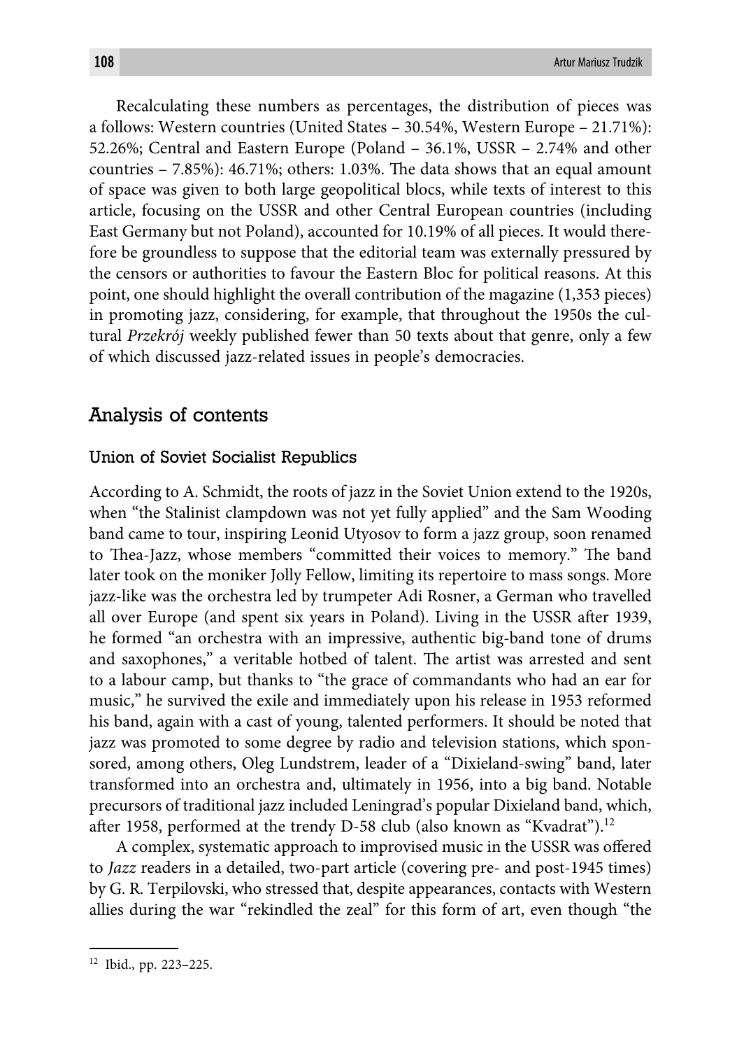Recalculating these numbers as percentages, the distribution of pieces was a follows: Western countries (United States – 30.54%, Western Europe – 21.71%): 52.26%; Central and Eastern Europe (Poland – 36.1%, USSR – 2.74% and other countries – 7.85%): 46.71%; others: 1.03%. The data shows that an equal amount of space was given to both large geopolitical blocs, while texts of interest to this article, focusing on the USSR and other Central European countries (including East Germany but not Poland), accounted for 10.19% of all pieces. It would therefore be groundless to suppose that the editorial team was externally pressured by the censors or authorities to favour the Eastern Bloc for political reasons. At this point, one should highlight the overall contribution of the magazine (1,353 pieces) in promoting jazz, considering, for example, that throughout the 1950s the cultural *Przekrój* weekly published fewer than 50 texts about that genre, only a few of which discussed jazz-related issues in people's democracies.

## Analysis of contents

### Union of Soviet Socialist Republics

According to A. Schmidt, the roots of jazz in the Soviet Union extend to the 1920s, when "the Stalinist clampdown was not yet fully applied" and the Sam Wooding band came to tour, inspiring Leonid Utyosov to form a jazz group, soon renamed to Thea-Jazz, whose members "committed their voices to memory." The band later took on the moniker Jolly Fellow, limiting its repertoire to mass songs. More jazz-like was the orchestra led by trumpeter Adi Rosner, a German who travelled all over Europe (and spent six years in Poland). Living in the USSR after 1939, he formed "an orchestra with an impressive, authentic big-band tone of drums and saxophones," a veritable hotbed of talent. The artist was arrested and sent to a labour camp, but thanks to "the grace of commandants who had an ear for music," he survived the exile and immediately upon his release in 1953 reformed his band, again with a cast of young, talented performers. It should be noted that jazz was promoted to some degree by radio and television stations, which sponsored, among others, Oleg Lundstrem, leader of a "Dixieland-swing" band, later transformed into an orchestra and, ultimately in 1956, into a big band. Notable precursors of traditional jazz included Leningrad's popular Dixieland band, which, after 1958, performed at the trendy D-58 club (also known as "Kvadrat").[12]

A complex, systematic approach to improvised music in the USSR was offered to *Jazz* readers in a detailed, two-part article (covering pre- and post-1945 times) by G. R. Terpilovski, who stressed that, despite appearances, contacts with Western allies during the war "rekindled the zeal" for this form of art, even though "the

---

[12] Ibid., pp. 223–225.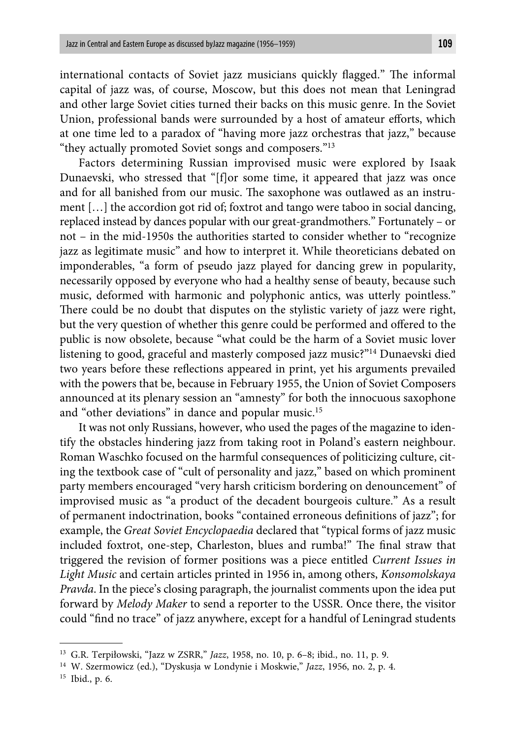international contacts of Soviet jazz musicians quickly flagged." The informal capital of jazz was, of course, Moscow, but this does not mean that Leningrad and other large Soviet cities turned their backs on this music genre. In the Soviet Union, professional bands were surrounded by a host of amateur efforts, which at one time led to a paradox of "having more jazz orchestras that jazz," because "they actually promoted Soviet songs and composers."[13]

Factors determining Russian improvised music were explored by Isaak Dunaevski, who stressed that "[f]or some time, it appeared that jazz was once and for all banished from our music. The saxophone was outlawed as an instrument […] the accordion got rid of; foxtrot and tango were taboo in social dancing, replaced instead by dances popular with our great-grandmothers." Fortunately – or not – in the mid-1950s the authorities started to consider whether to "recognize jazz as legitimate music" and how to interpret it. While theoreticians debated on imponderables, "a form of pseudo jazz played for dancing grew in popularity, necessarily opposed by everyone who had a healthy sense of beauty, because such music, deformed with harmonic and polyphonic antics, was utterly pointless." There could be no doubt that disputes on the stylistic variety of jazz were right, but the very question of whether this genre could be performed and offered to the public is now obsolete, because "what could be the harm of a Soviet music lover listening to good, graceful and masterly composed jazz music?"[14] Dunaevski died two years before these reflections appeared in print, yet his arguments prevailed with the powers that be, because in February 1955, the Union of Soviet Composers announced at its plenary session an "amnesty" for both the innocuous saxophone and "other deviations" in dance and popular music.[15]

It was not only Russians, however, who used the pages of the magazine to identify the obstacles hindering jazz from taking root in Poland's eastern neighbour. Roman Waschko focused on the harmful consequences of politicizing culture, citing the textbook case of "cult of personality and jazz," based on which prominent party members encouraged "very harsh criticism bordering on denouncement" of improvised music as "a product of the decadent bourgeois culture." As a result of permanent indoctrination, books "contained erroneous definitions of jazz"; for example, the *Great Soviet Encyclopaedia* declared that "typical forms of jazz music included foxtrot, one-step, Charleston, blues and rumba!" The final straw that triggered the revision of former positions was a piece entitled *Current Issues in Light Music* and certain articles printed in 1956 in, among others, *Konsomolskaya Pravda*. In the piece's closing paragraph, the journalist comments upon the idea put forward by *Melody Maker* to send a reporter to the USSR. Once there, the visitor could "find no trace" of jazz anywhere, except for a handful of Leningrad students

---

[13] G.R. Terpiłowski, "Jazz w ZSRR," *Jazz*, 1958, no. 10, p. 6–8; ibid., no. 11, p. 9.

[14] W. Szermowicz (ed.), "Dyskusja w Londynie i Moskwie," *Jazz*, 1956, no. 2, p. 4.

[15] Ibid., p. 6.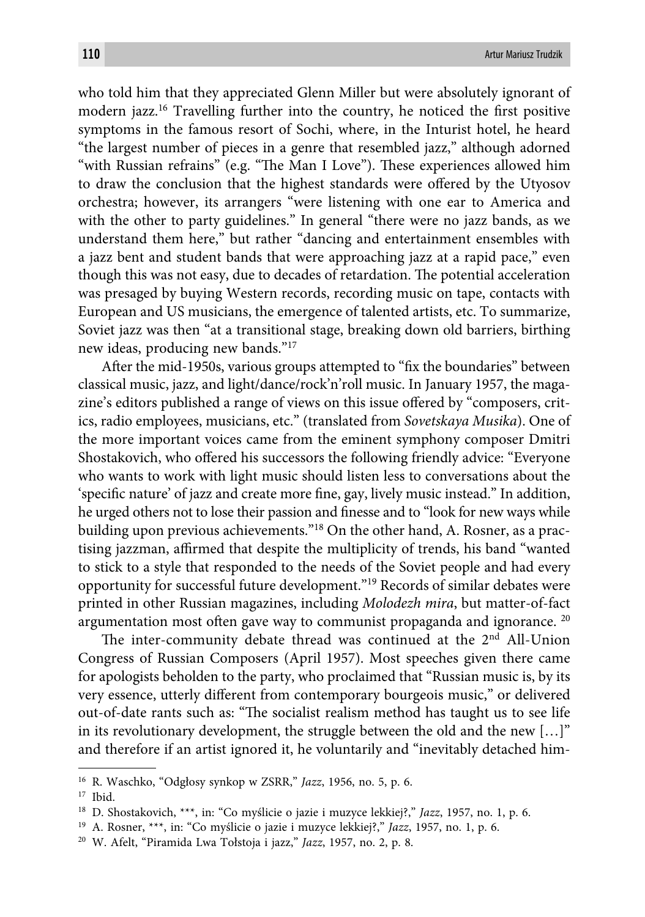who told him that they appreciated Glenn Miller but were absolutely ignorant of modern jazz.[16] Travelling further into the country, he noticed the first positive symptoms in the famous resort of Sochi, where, in the Inturist hotel, he heard "the largest number of pieces in a genre that resembled jazz," although adorned "with Russian refrains" (e.g. "The Man I Love"). These experiences allowed him to draw the conclusion that the highest standards were offered by the Utyosov orchestra; however, its arrangers "were listening with one ear to America and with the other to party guidelines." In general "there were no jazz bands, as we understand them here," but rather "dancing and entertainment ensembles with a jazz bent and student bands that were approaching jazz at a rapid pace," even though this was not easy, due to decades of retardation. The potential acceleration was presaged by buying Western records, recording music on tape, contacts with European and US musicians, the emergence of talented artists, etc. To summarize, Soviet jazz was then "at a transitional stage, breaking down old barriers, birthing new ideas, producing new bands."[17]

After the mid-1950s, various groups attempted to "fix the boundaries" between classical music, jazz, and light/dance/rock'n'roll music. In January 1957, the magazine's editors published a range of views on this issue offered by "composers, critics, radio employees, musicians, etc." (translated from *Sovetskaya Musika*). One of the more important voices came from the eminent symphony composer Dmitri Shostakovich, who offered his successors the following friendly advice: "Everyone who wants to work with light music should listen less to conversations about the 'specific nature' of jazz and create more fine, gay, lively music instead." In addition, he urged others not to lose their passion and finesse and to "look for new ways while building upon previous achievements."[18] On the other hand, A. Rosner, as a practising jazzman, affirmed that despite the multiplicity of trends, his band "wanted to stick to a style that responded to the needs of the Soviet people and had every opportunity for successful future development."[19] Records of similar debates were printed in other Russian magazines, including *Molodezh mira*, but matter-of-fact argumentation most often gave way to communist propaganda and ignorance. [20]

The inter-community debate thread was continued at the 2nd All-Union Congress of Russian Composers (April 1957). Most speeches given there came for apologists beholden to the party, who proclaimed that "Russian music is, by its very essence, utterly different from contemporary bourgeois music," or delivered out-of-date rants such as: "The socialist realism method has taught us to see life in its revolutionary development, the struggle between the old and the new […]" and therefore if an artist ignored it, he voluntarily and "inevitably detached him-

---

[16] R. Waschko, "Odgłosy synkop w ZSRR," *Jazz*, 1956, no. 5, p. 6.

[17] Ibid.

[18] D. Shostakovich, ***, in: "Co myślicie o jazie i muzyce lekkiej?," *Jazz*, 1957, no. 1, p. 6.

[19] A. Rosner, ***, in: "Co myślicie o jazie i muzyce lekkiej?," *Jazz*, 1957, no. 1, p. 6.

[20] W. Afelt, "Piramida Lwa Tołstoja i jazz," *Jazz*, 1957, no. 2, p. 8.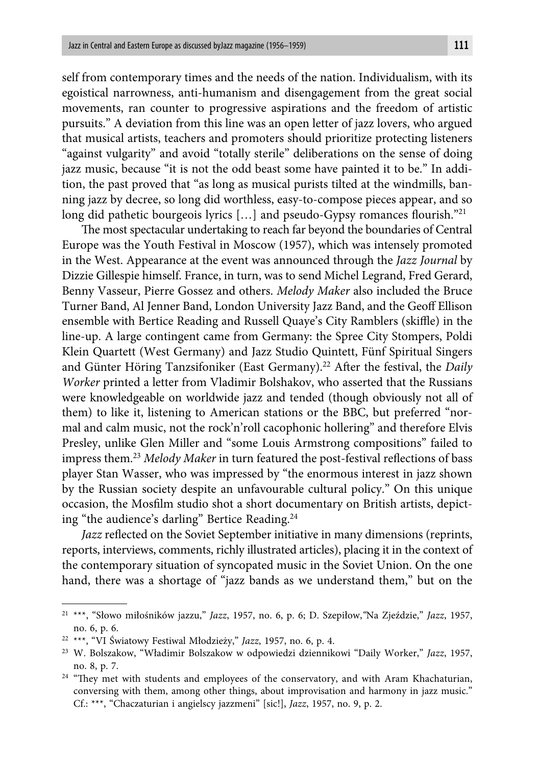self from contemporary times and the needs of the nation. Individualism, with its egoistical narrowness, anti-humanism and disengagement from the great social movements, ran counter to progressive aspirations and the freedom of artistic pursuits." A deviation from this line was an open letter of jazz lovers, who argued that musical artists, teachers and promoters should prioritize protecting listeners "against vulgarity" and avoid "totally sterile" deliberations on the sense of doing jazz music, because "it is not the odd beast some have painted it to be." In addition, the past proved that "as long as musical purists tilted at the windmills, banning jazz by decree, so long did worthless, easy-to-compose pieces appear, and so long did pathetic bourgeois lyrics […] and pseudo-Gypsy romances flourish."[21]

The most spectacular undertaking to reach far beyond the boundaries of Central Europe was the Youth Festival in Moscow (1957), which was intensely promoted in the West. Appearance at the event was announced through the *Jazz Journal* by Dizzie Gillespie himself. France, in turn, was to send Michel Legrand, Fred Gerard, Benny Vasseur, Pierre Gossez and others. *Melody Maker* also included the Bruce Turner Band, Al Jenner Band, London University Jazz Band, and the Geoff Ellison ensemble with Bertice Reading and Russell Quaye's City Ramblers (skiffle) in the line-up. A large contingent came from Germany: the Spree City Stompers, Poldi Klein Quartett (West Germany) and Jazz Studio Quintett, Fünf Spiritual Singers and Günter Höring Tanzsifoniker (East Germany).[22] After the festival, the *Daily Worker* printed a letter from Vladimir Bolshakov, who asserted that the Russians were knowledgeable on worldwide jazz and tended (though obviously not all of them) to like it, listening to American stations or the BBC, but preferred "normal and calm music, not the rock'n'roll cacophonic hollering" and therefore Elvis Presley, unlike Glen Miller and "some Louis Armstrong compositions" failed to impress them.[23] *Melody Maker* in turn featured the post-festival reflections of bass player Stan Wasser, who was impressed by "the enormous interest in jazz shown by the Russian society despite an unfavourable cultural policy." On this unique occasion, the Mosfilm studio shot a short documentary on British artists, depicting "the audience's darling" Bertice Reading.[24]

*Jazz* reflected on the Soviet September initiative in many dimensions (reprints, reports, interviews, comments, richly illustrated articles), placing it in the context of the contemporary situation of syncopated music in the Soviet Union. On the one hand, there was a shortage of "jazz bands as we understand them," but on the

---

[21] ***, "Słowo miłośników jazzu," *Jazz*, 1957, no. 6, p. 6; D. Szepiłow,"Na Zjeździe," *Jazz*, 1957, no. 6, p. 6.

[22] ***, "VI Światowy Festiwal Młodzieży," *Jazz*, 1957, no. 6, p. 4.

[23] W. Bolszakow, "Władimir Bolszakow w odpowiedzi dziennikowi "Daily Worker," *Jazz*, 1957, no. 8, p. 7.

[24] "They met with students and employees of the conservatory, and with Aram Khachaturian, conversing with them, among other things, about improvisation and harmony in jazz music." Cf.: ***, "Chaczaturian i angielscy jazzmeni" [sic!], *Jazz*, 1957, no. 9, p. 2.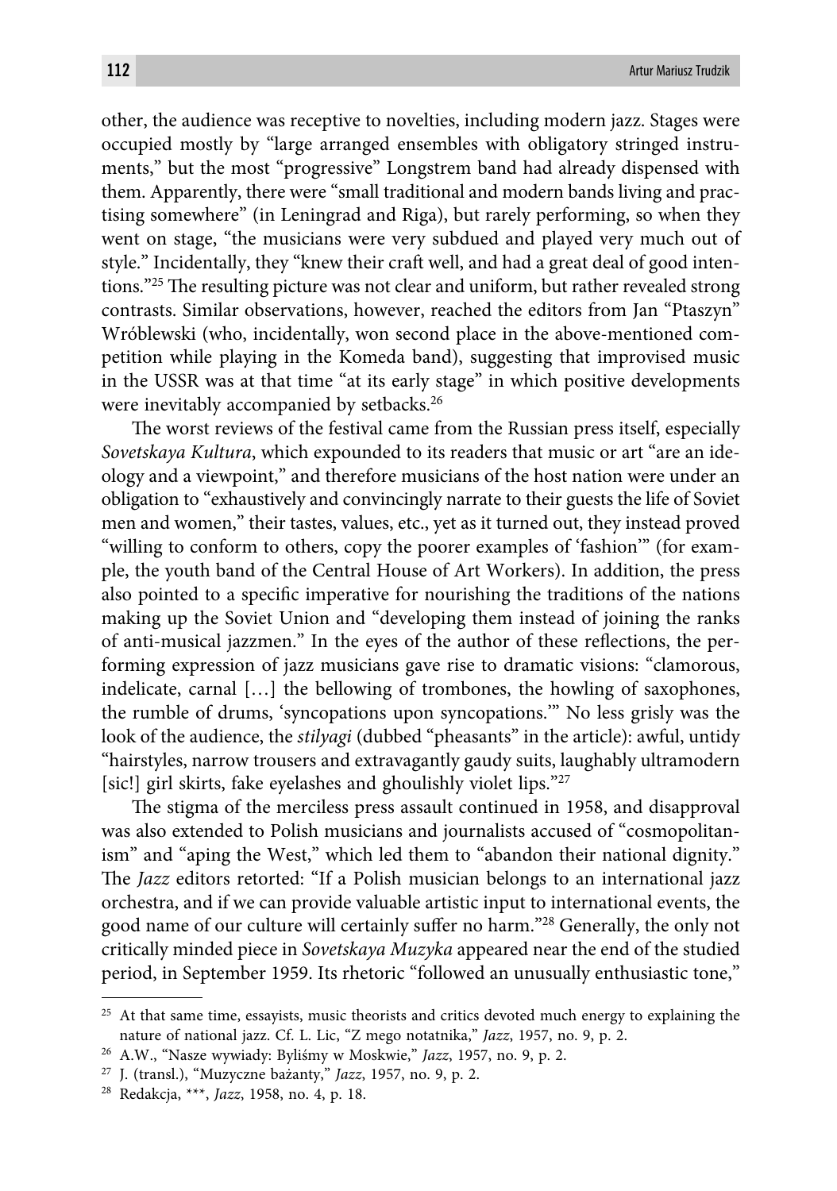other, the audience was receptive to novelties, including modern jazz. Stages were occupied mostly by "large arranged ensembles with obligatory stringed instruments," but the most "progressive" Longstrem band had already dispensed with them. Apparently, there were "small traditional and modern bands living and practising somewhere" (in Leningrad and Riga), but rarely performing, so when they went on stage, "the musicians were very subdued and played very much out of style." Incidentally, they "knew their craft well, and had a great deal of good intentions."[25] The resulting picture was not clear and uniform, but rather revealed strong contrasts. Similar observations, however, reached the editors from Jan "Ptaszyn" Wróblewski (who, incidentally, won second place in the above-mentioned competition while playing in the Komeda band), suggesting that improvised music in the USSR was at that time "at its early stage" in which positive developments were inevitably accompanied by setbacks.[26]

The worst reviews of the festival came from the Russian press itself, especially *Sovetskaya Kultura*, which expounded to its readers that music or art "are an ideology and a viewpoint," and therefore musicians of the host nation were under an obligation to "exhaustively and convincingly narrate to their guests the life of Soviet men and women," their tastes, values, etc., yet as it turned out, they instead proved "willing to conform to others, copy the poorer examples of 'fashion'" (for example, the youth band of the Central House of Art Workers). In addition, the press also pointed to a specific imperative for nourishing the traditions of the nations making up the Soviet Union and "developing them instead of joining the ranks of anti-musical jazzmen." In the eyes of the author of these reflections, the performing expression of jazz musicians gave rise to dramatic visions: "clamorous, indelicate, carnal […] the bellowing of trombones, the howling of saxophones, the rumble of drums, 'syncopations upon syncopations.'" No less grisly was the look of the audience, the *stilyagi* (dubbed "pheasants" in the article): awful, untidy "hairstyles, narrow trousers and extravagantly gaudy suits, laughably ultramodern [sic!] girl skirts, fake eyelashes and ghoulishly violet lips."[27]

The stigma of the merciless press assault continued in 1958, and disapproval was also extended to Polish musicians and journalists accused of "cosmopolitanism" and "aping the West," which led them to "abandon their national dignity." The *Jazz* editors retorted: "If a Polish musician belongs to an international jazz orchestra, and if we can provide valuable artistic input to international events, the good name of our culture will certainly suffer no harm."[28] Generally, the only not critically minded piece in *Sovetskaya Muzyka* appeared near the end of the studied period, in September 1959. Its rhetoric "followed an unusually enthusiastic tone,"

---

[25] At that same time, essayists, music theorists and critics devoted much energy to explaining the nature of national jazz. Cf. L. Lic, "Z mego notatnika," *Jazz*, 1957, no. 9, p. 2.

[26] A.W., "Nasze wywiady: Byliśmy w Moskwie," *Jazz*, 1957, no. 9, p. 2.

[27] J. (transl.), "Muzyczne bażanty," *Jazz*, 1957, no. 9, p. 2.

[28] Redakcja, ***, *Jazz*, 1958, no. 4, p. 18.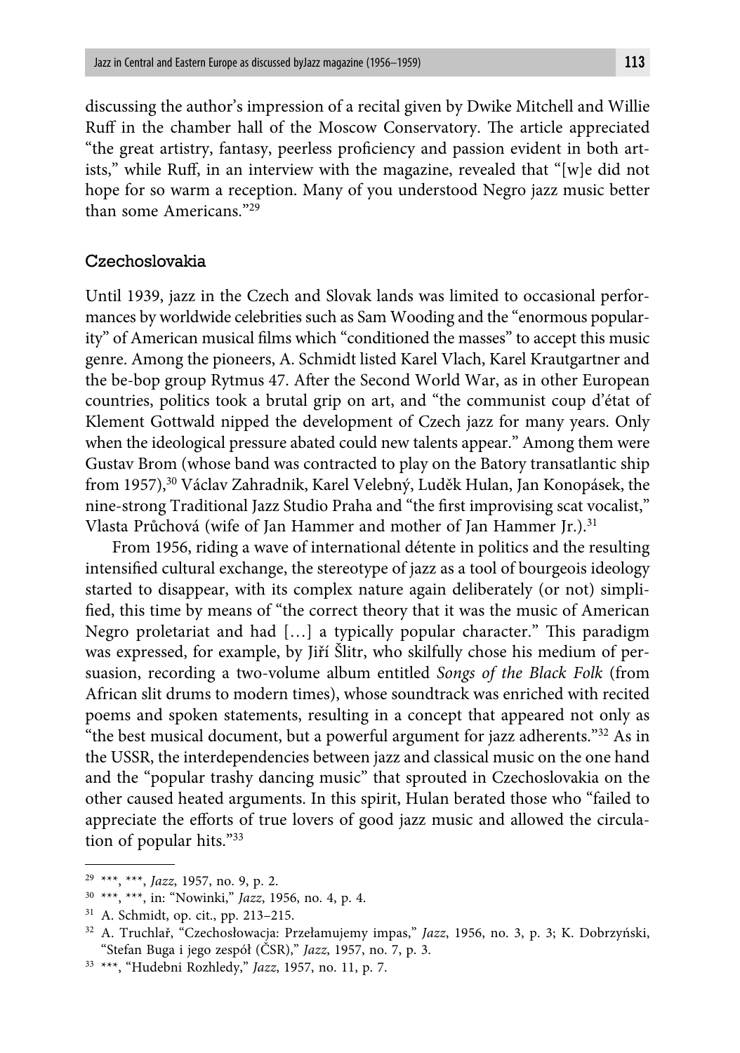discussing the author's impression of a recital given by Dwike Mitchell and Willie Ruff in the chamber hall of the Moscow Conservatory. The article appreciated "the great artistry, fantasy, peerless proficiency and passion evident in both artists," while Ruff, in an interview with the magazine, revealed that "[w]e did not hope for so warm a reception. Many of you understood Negro jazz music better than some Americans."[29]

## Czechoslovakia

Until 1939, jazz in the Czech and Slovak lands was limited to occasional performances by worldwide celebrities such as Sam Wooding and the "enormous popularity" of American musical films which "conditioned the masses" to accept this music genre. Among the pioneers, A. Schmidt listed Karel Vlach, Karel Krautgartner and the be-bop group Rytmus 47. After the Second World War, as in other European countries, politics took a brutal grip on art, and "the communist coup d'état of Klement Gottwald nipped the development of Czech jazz for many years. Only when the ideological pressure abated could new talents appear." Among them were Gustav Brom (whose band was contracted to play on the Batory transatlantic ship from 1957),[30] Václav Zahradnik, Karel Velebný, Luděk Hulan, Jan Konopásek, the nine-strong Traditional Jazz Studio Praha and "the first improvising scat vocalist," Vlasta Průchová (wife of Jan Hammer and mother of Jan Hammer Jr.).[31]

From 1956, riding a wave of international détente in politics and the resulting intensified cultural exchange, the stereotype of jazz as a tool of bourgeois ideology started to disappear, with its complex nature again deliberately (or not) simplified, this time by means of "the correct theory that it was the music of American Negro proletariat and had […] a typically popular character." This paradigm was expressed, for example, by Jiří Šlitr, who skilfully chose his medium of persuasion, recording a two-volume album entitled *Songs of the Black Folk* (from African slit drums to modern times), whose soundtrack was enriched with recited poems and spoken statements, resulting in a concept that appeared not only as "the best musical document, but a powerful argument for jazz adherents."[32] As in the USSR, the interdependencies between jazz and classical music on the one hand and the "popular trashy dancing music" that sprouted in Czechoslovakia on the other caused heated arguments. In this spirit, Hulan berated those who "failed to appreciate the efforts of true lovers of good jazz music and allowed the circulation of popular hits."[33]

---

[29] ***, ***, *Jazz*, 1957, no. 9, p. 2.

[30] ***, ***, in: "Nowinki," *Jazz*, 1956, no. 4, p. 4.

[31] A. Schmidt, op. cit., pp. 213–215.

[32] A. Truchlař, "Czechosłowacja: Przełamujemy impas," *Jazz*, 1956, no. 3, p. 3; K. Dobrzyński, "Stefan Buga i jego zespół (ČSR)," *Jazz*, 1957, no. 7, p. 3.

[33] ***, "Hudebni Rozhledy," *Jazz*, 1957, no. 11, p. 7.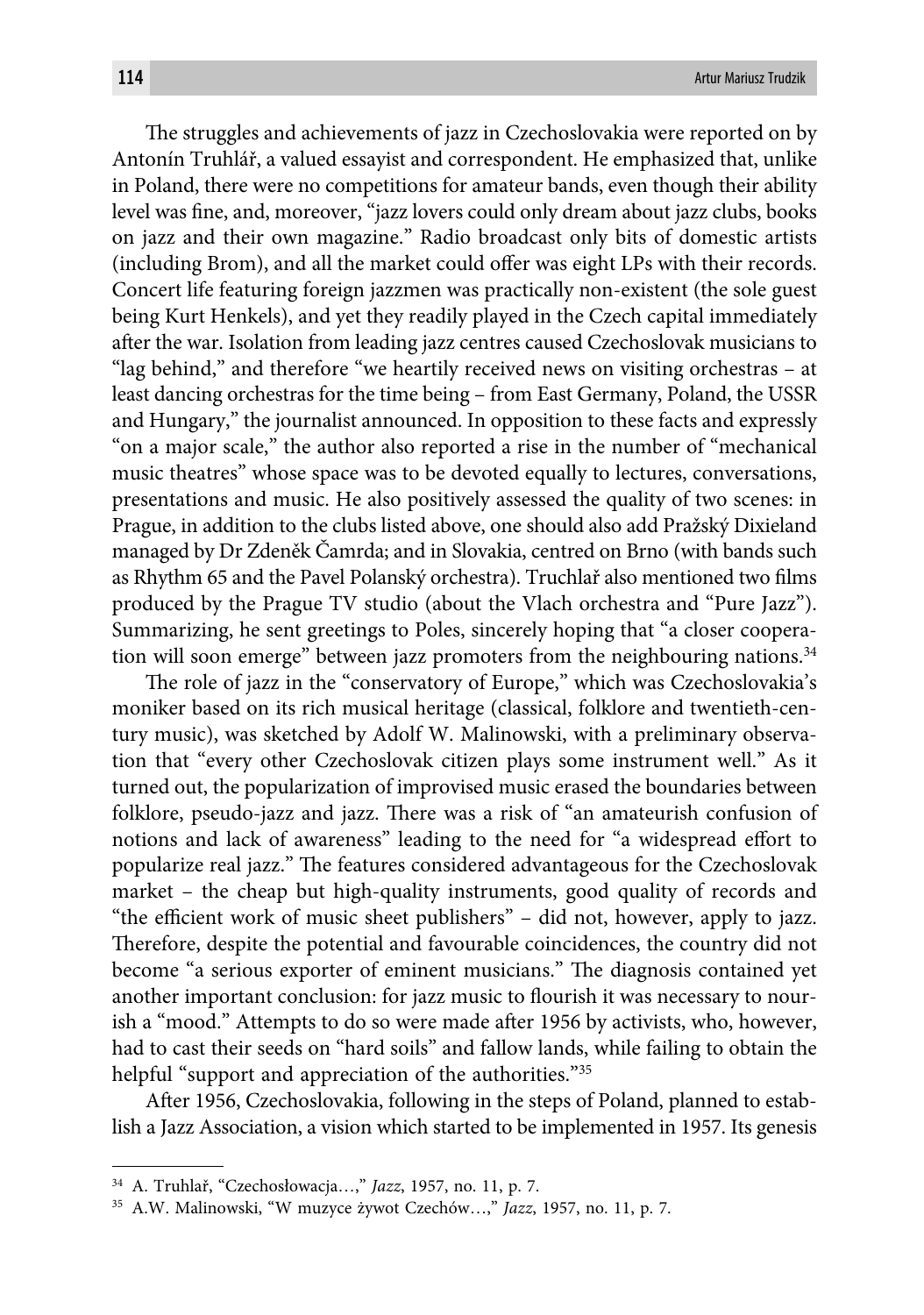The struggles and achievements of jazz in Czechoslovakia were reported on by Antonín Truhlář, a valued essayist and correspondent. He emphasized that, unlike in Poland, there were no competitions for amateur bands, even though their ability level was fine, and, moreover, "jazz lovers could only dream about jazz clubs, books on jazz and their own magazine." Radio broadcast only bits of domestic artists (including Brom), and all the market could offer was eight LPs with their records. Concert life featuring foreign jazzmen was practically non-existent (the sole guest being Kurt Henkels), and yet they readily played in the Czech capital immediately after the war. Isolation from leading jazz centres caused Czechoslovak musicians to "lag behind," and therefore "we heartily received news on visiting orchestras – at least dancing orchestras for the time being – from East Germany, Poland, the USSR and Hungary," the journalist announced. In opposition to these facts and expressly "on a major scale," the author also reported a rise in the number of "mechanical music theatres" whose space was to be devoted equally to lectures, conversations, presentations and music. He also positively assessed the quality of two scenes: in Prague, in addition to the clubs listed above, one should also add Pražský Dixieland managed by Dr Zdeněk Čamrda; and in Slovakia, centred on Brno (with bands such as Rhythm 65 and the Pavel Polanský orchestra). Truchlař also mentioned two films produced by the Prague TV studio (about the Vlach orchestra and "Pure Jazz"). Summarizing, he sent greetings to Poles, sincerely hoping that "a closer cooperation will soon emerge" between jazz promoters from the neighbouring nations.[34]

The role of jazz in the "conservatory of Europe," which was Czechoslovakia's moniker based on its rich musical heritage (classical, folklore and twentieth-century music), was sketched by Adolf W. Malinowski, with a preliminary observation that "every other Czechoslovak citizen plays some instrument well." As it turned out, the popularization of improvised music erased the boundaries between folklore, pseudo-jazz and jazz. There was a risk of "an amateurish confusion of notions and lack of awareness" leading to the need for "a widespread effort to popularize real jazz." The features considered advantageous for the Czechoslovak market – the cheap but high-quality instruments, good quality of records and "the efficient work of music sheet publishers" – did not, however, apply to jazz. Therefore, despite the potential and favourable coincidences, the country did not become "a serious exporter of eminent musicians." The diagnosis contained yet another important conclusion: for jazz music to flourish it was necessary to nourish a "mood." Attempts to do so were made after 1956 by activists, who, however, had to cast their seeds on "hard soils" and fallow lands, while failing to obtain the helpful "support and appreciation of the authorities."[35]

After 1956, Czechoslovakia, following in the steps of Poland, planned to establish a Jazz Association, a vision which started to be implemented in 1957. Its genesis

---

[34] A. Truhlař, "Czechosłowacja…," *Jazz*, 1957, no. 11, p. 7.

[35] A.W. Malinowski, "W muzyce żywot Czechów…," *Jazz*, 1957, no. 11, p. 7.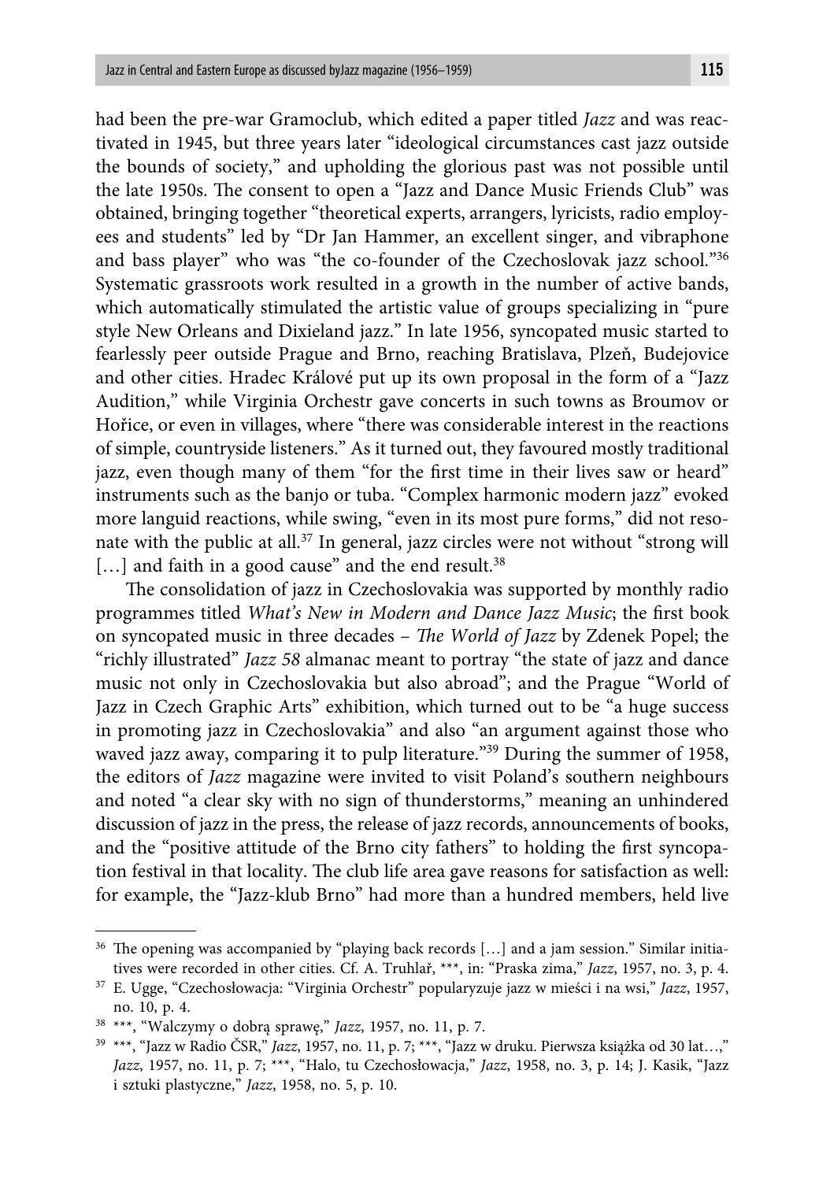had been the pre-war Gramoclub, which edited a paper titled *Jazz* and was reactivated in 1945, but three years later "ideological circumstances cast jazz outside the bounds of society," and upholding the glorious past was not possible until the late 1950s. The consent to open a "Jazz and Dance Music Friends Club" was obtained, bringing together "theoretical experts, arrangers, lyricists, radio employees and students" led by "Dr Jan Hammer, an excellent singer, and vibraphone and bass player" who was "the co-founder of the Czechoslovak jazz school."[36] Systematic grassroots work resulted in a growth in the number of active bands, which automatically stimulated the artistic value of groups specializing in "pure style New Orleans and Dixieland jazz." In late 1956, syncopated music started to fearlessly peer outside Prague and Brno, reaching Bratislava, Plzeň, Budejovice and other cities. Hradec Králové put up its own proposal in the form of a "Jazz Audition," while Virginia Orchestr gave concerts in such towns as Broumov or Hořice, or even in villages, where "there was considerable interest in the reactions of simple, countryside listeners." As it turned out, they favoured mostly traditional jazz, even though many of them "for the first time in their lives saw or heard" instruments such as the banjo or tuba. "Complex harmonic modern jazz" evoked more languid reactions, while swing, "even in its most pure forms," did not resonate with the public at all.[37] In general, jazz circles were not without "strong will […] and faith in a good cause" and the end result.[38]

The consolidation of jazz in Czechoslovakia was supported by monthly radio programmes titled *What's New in Modern and Dance Jazz Music*; the first book on syncopated music in three decades – *The World of Jazz* by Zdenek Popel; the "richly illustrated" *Jazz 58* almanac meant to portray "the state of jazz and dance music not only in Czechoslovakia but also abroad"; and the Prague "World of Jazz in Czech Graphic Arts" exhibition, which turned out to be "a huge success in promoting jazz in Czechoslovakia" and also "an argument against those who waved jazz away, comparing it to pulp literature."[39] During the summer of 1958, the editors of *Jazz* magazine were invited to visit Poland's southern neighbours and noted "a clear sky with no sign of thunderstorms," meaning an unhindered discussion of jazz in the press, the release of jazz records, announcements of books, and the "positive attitude of the Brno city fathers" to holding the first syncopation festival in that locality. The club life area gave reasons for satisfaction as well: for example, the "Jazz-klub Brno" had more than a hundred members, held live

---

[36] The opening was accompanied by "playing back records […] and a jam session." Similar initiatives were recorded in other cities. Cf. A. Truhlař, ***, in: "Praska zima," *Jazz*, 1957, no. 3, p. 4.

[37] E. Ugge, "Czechosłowacja: "Virginia Orchestr" popularyzuje jazz w mieści i na wsi," *Jazz*, 1957, no. 10, p. 4.

[38] ***, "Walczymy o dobrą sprawę," *Jazz*, 1957, no. 11, p. 7.

[39] ***, "Jazz w Radio ČSR," *Jazz*, 1957, no. 11, p. 7; ***, "Jazz w druku. Pierwsza książka od 30 lat…," *Jazz*, 1957, no. 11, p. 7; ***, "Halo, tu Czechosłowacja," *Jazz*, 1958, no. 3, p. 14; J. Kasik, "Jazz i sztuki plastyczne," *Jazz*, 1958, no. 5, p. 10.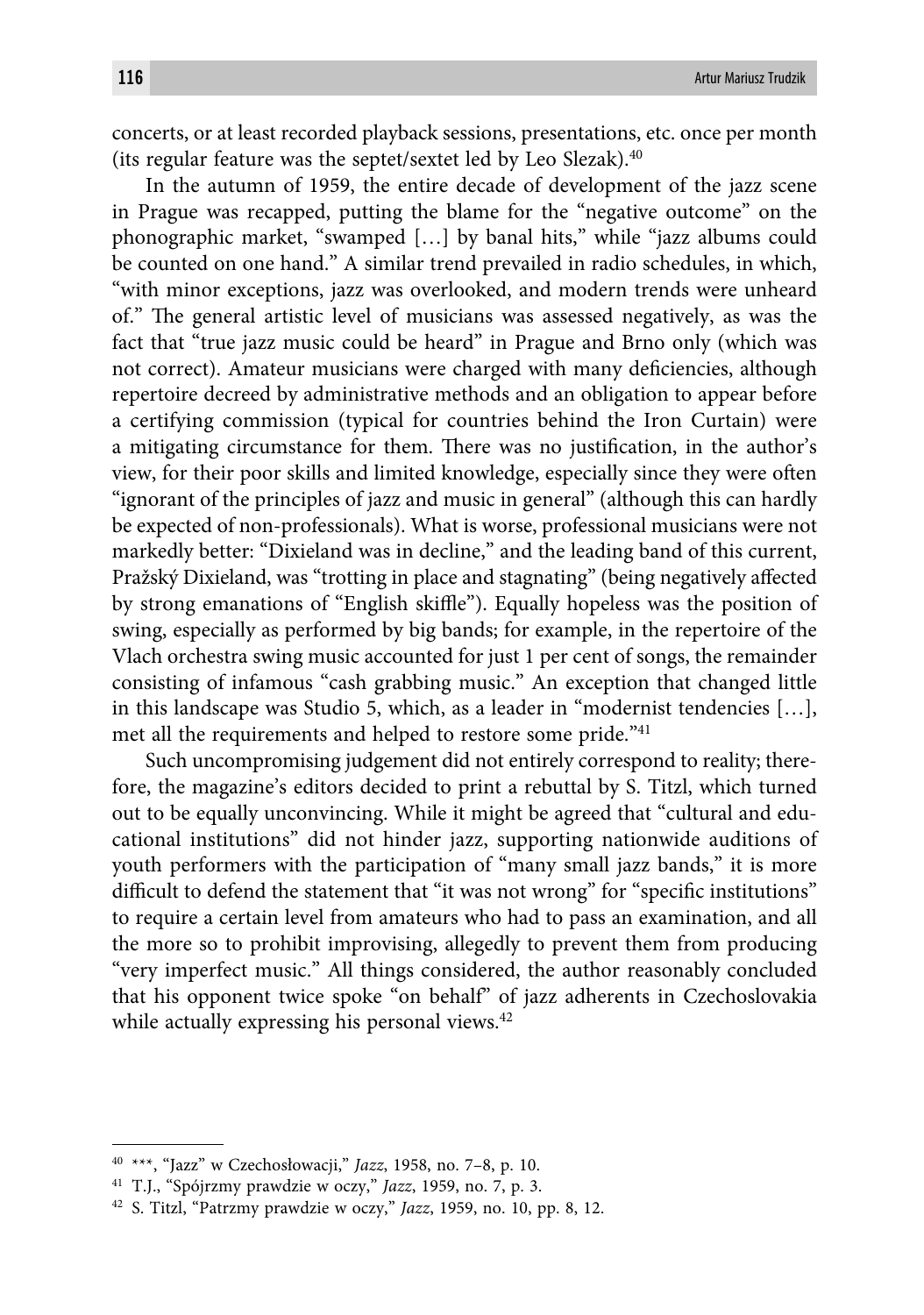concerts, or at least recorded playback sessions, presentations, etc. once per month (its regular feature was the septet/sextet led by Leo Slezak).[40]

In the autumn of 1959, the entire decade of development of the jazz scene in Prague was recapped, putting the blame for the "negative outcome" on the phonographic market, "swamped […] by banal hits," while "jazz albums could be counted on one hand." A similar trend prevailed in radio schedules, in which, "with minor exceptions, jazz was overlooked, and modern trends were unheard of." The general artistic level of musicians was assessed negatively, as was the fact that "true jazz music could be heard" in Prague and Brno only (which was not correct). Amateur musicians were charged with many deficiencies, although repertoire decreed by administrative methods and an obligation to appear before a certifying commission (typical for countries behind the Iron Curtain) were a mitigating circumstance for them. There was no justification, in the author's view, for their poor skills and limited knowledge, especially since they were often "ignorant of the principles of jazz and music in general" (although this can hardly be expected of non-professionals). What is worse, professional musicians were not markedly better: "Dixieland was in decline," and the leading band of this current, Pražský Dixieland, was "trotting in place and stagnating" (being negatively affected by strong emanations of "English skiffle"). Equally hopeless was the position of swing, especially as performed by big bands; for example, in the repertoire of the Vlach orchestra swing music accounted for just 1 per cent of songs, the remainder consisting of infamous "cash grabbing music." An exception that changed little in this landscape was Studio 5, which, as a leader in "modernist tendencies […], met all the requirements and helped to restore some pride."[41]

Such uncompromising judgement did not entirely correspond to reality; therefore, the magazine's editors decided to print a rebuttal by S. Titzl, which turned out to be equally unconvincing. While it might be agreed that "cultural and educational institutions" did not hinder jazz, supporting nationwide auditions of youth performers with the participation of "many small jazz bands," it is more difficult to defend the statement that "it was not wrong" for "specific institutions" to require a certain level from amateurs who had to pass an examination, and all the more so to prohibit improvising, allegedly to prevent them from producing "very imperfect music." All things considered, the author reasonably concluded that his opponent twice spoke "on behalf" of jazz adherents in Czechoslovakia while actually expressing his personal views.[42]

---

[40] ***, "Jazz" w Czechosłowacji," *Jazz*, 1958, no. 7–8, p. 10.

[41] T.J., "Spójrzmy prawdzie w oczy," *Jazz*, 1959, no. 7, p. 3.

[42] S. Titzl, "Patrzmy prawdzie w oczy," *Jazz*, 1959, no. 10, pp. 8, 12.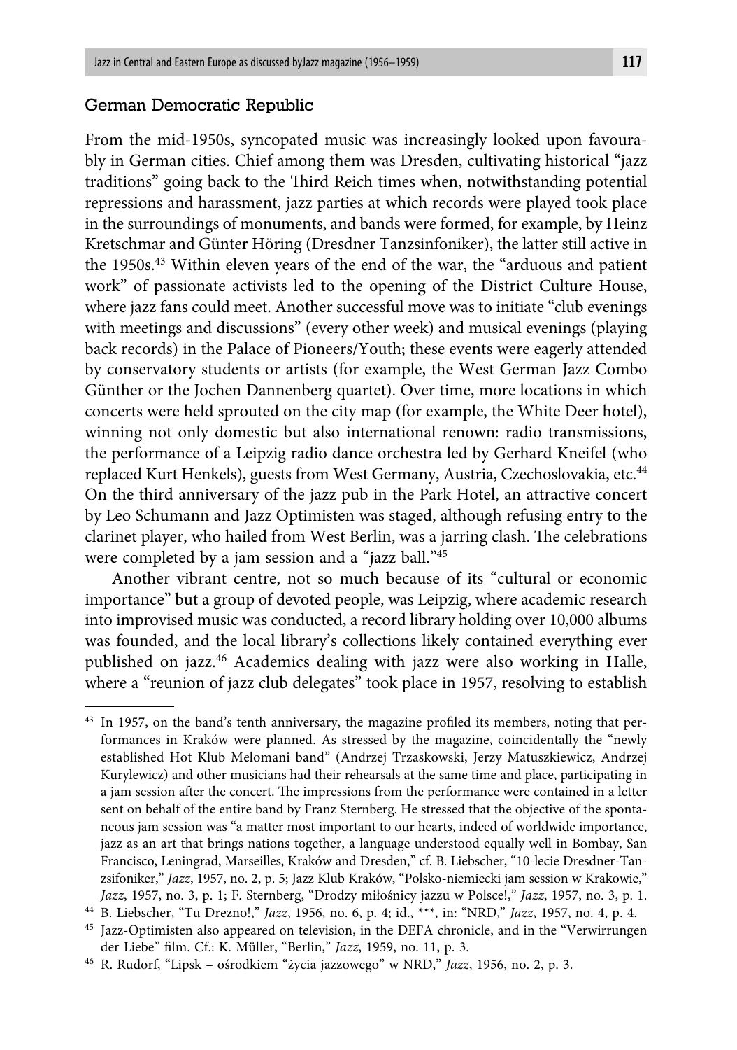## German Democratic Republic

From the mid-1950s, syncopated music was increasingly looked upon favourably in German cities. Chief among them was Dresden, cultivating historical "jazz traditions" going back to the Third Reich times when, notwithstanding potential repressions and harassment, jazz parties at which records were played took place in the surroundings of monuments, and bands were formed, for example, by Heinz Kretschmar and Günter Höring (Dresdner Tanzsinfoniker), the latter still active in the 1950s.[43] Within eleven years of the end of the war, the "arduous and patient work" of passionate activists led to the opening of the District Culture House, where jazz fans could meet. Another successful move was to initiate "club evenings with meetings and discussions" (every other week) and musical evenings (playing back records) in the Palace of Pioneers/Youth; these events were eagerly attended by conservatory students or artists (for example, the West German Jazz Combo Günther or the Jochen Dannenberg quartet). Over time, more locations in which concerts were held sprouted on the city map (for example, the White Deer hotel), winning not only domestic but also international renown: radio transmissions, the performance of a Leipzig radio dance orchestra led by Gerhard Kneifel (who replaced Kurt Henkels), guests from West Germany, Austria, Czechoslovakia, etc.[44] On the third anniversary of the jazz pub in the Park Hotel, an attractive concert by Leo Schumann and Jazz Optimisten was staged, although refusing entry to the clarinet player, who hailed from West Berlin, was a jarring clash. The celebrations were completed by a jam session and a "jazz ball."[45]

Another vibrant centre, not so much because of its "cultural or economic importance" but a group of devoted people, was Leipzig, where academic research into improvised music was conducted, a record library holding over 10,000 albums was founded, and the local library's collections likely contained everything ever published on jazz.[46] Academics dealing with jazz were also working in Halle, where a "reunion of jazz club delegates" took place in 1957, resolving to establish

---

[43] In 1957, on the band's tenth anniversary, the magazine profiled its members, noting that performances in Kraków were planned. As stressed by the magazine, coincidentally the "newly established Hot Klub Melomani band" (Andrzej Trzaskowski, Jerzy Matuszkiewicz, Andrzej Kurylewicz) and other musicians had their rehearsals at the same time and place, participating in a jam session after the concert. The impressions from the performance were contained in a letter sent on behalf of the entire band by Franz Sternberg. He stressed that the objective of the spontaneous jam session was "a matter most important to our hearts, indeed of worldwide importance, jazz as an art that brings nations together, a language understood equally well in Bombay, San Francisco, Leningrad, Marseilles, Kraków and Dresden," cf. B. Liebscher, "10-lecie Dresdner-Tanzsifoniker," *Jazz*, 1957, no. 2, p. 5; Jazz Klub Kraków, "Polsko-niemiecki jam session w Krakowie," *Jazz*, 1957, no. 3, p. 1; F. Sternberg, "Drodzy miłośnicy jazzu w Polsce!," *Jazz*, 1957, no. 3, p. 1.

[44] B. Liebscher, "Tu Drezno!," *Jazz*, 1956, no. 6, p. 4; id., \*\*\*, in: "NRD," *Jazz*, 1957, no. 4, p. 4.

[45] Jazz-Optimisten also appeared on television, in the DEFA chronicle, and in the "Verwirrungen der Liebe" film. Cf.: K. Müller, "Berlin," *Jazz*, 1959, no. 11, p. 3.

[46] R. Rudorf, "Lipsk – ośrodkiem "życia jazzowego" w NRD," *Jazz*, 1956, no. 2, p. 3.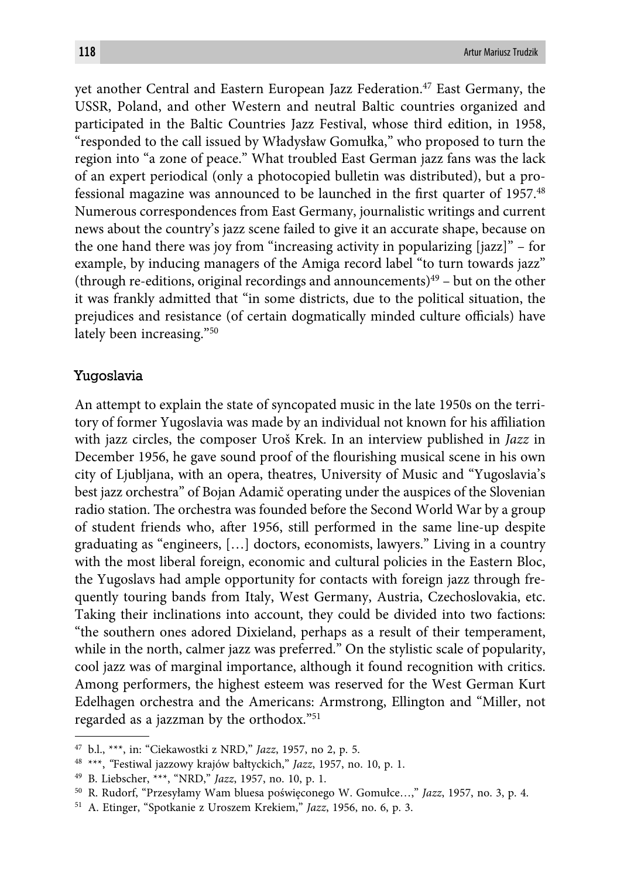yet another Central and Eastern European Jazz Federation.[47] East Germany, the USSR, Poland, and other Western and neutral Baltic countries organized and participated in the Baltic Countries Jazz Festival, whose third edition, in 1958, "responded to the call issued by Władysław Gomułka," who proposed to turn the region into "a zone of peace." What troubled East German jazz fans was the lack of an expert periodical (only a photocopied bulletin was distributed), but a professional magazine was announced to be launched in the first quarter of 1957.[48] Numerous correspondences from East Germany, journalistic writings and current news about the country's jazz scene failed to give it an accurate shape, because on the one hand there was joy from "increasing activity in popularizing [jazz]" – for example, by inducing managers of the Amiga record label "to turn towards jazz" (through re-editions, original recordings and announcements)[49] – but on the other it was frankly admitted that "in some districts, due to the political situation, the prejudices and resistance (of certain dogmatically minded culture officials) have lately been increasing."[50]

## Yugoslavia

An attempt to explain the state of syncopated music in the late 1950s on the territory of former Yugoslavia was made by an individual not known for his affiliation with jazz circles, the composer Uroš Krek. In an interview published in *Jazz* in December 1956, he gave sound proof of the flourishing musical scene in his own city of Ljubljana, with an opera, theatres, University of Music and "Yugoslavia's best jazz orchestra" of Bojan Adamič operating under the auspices of the Slovenian radio station. The orchestra was founded before the Second World War by a group of student friends who, after 1956, still performed in the same line-up despite graduating as "engineers, […] doctors, economists, lawyers." Living in a country with the most liberal foreign, economic and cultural policies in the Eastern Bloc, the Yugoslavs had ample opportunity for contacts with foreign jazz through frequently touring bands from Italy, West Germany, Austria, Czechoslovakia, etc. Taking their inclinations into account, they could be divided into two factions: "the southern ones adored Dixieland, perhaps as a result of their temperament, while in the north, calmer jazz was preferred." On the stylistic scale of popularity, cool jazz was of marginal importance, although it found recognition with critics. Among performers, the highest esteem was reserved for the West German Kurt Edelhagen orchestra and the Americans: Armstrong, Ellington and "Miller, not regarded as a jazzman by the orthodox."[51]

---

[47] b.l., ***, in: "Ciekawostki z NRD," *Jazz*, 1957, no 2, p. 5.

[48] ***, "Festiwal jazzowy krajów bałtyckich," *Jazz*, 1957, no. 10, p. 1.

[49] B. Liebscher, ***, "NRD," *Jazz*, 1957, no. 10, p. 1.

[50] R. Rudorf, "Przesyłamy Wam bluesa poświęconego W. Gomułce…," *Jazz*, 1957, no. 3, p. 4.

[51] A. Etinger, "Spotkanie z Uroszem Krekiem," *Jazz*, 1956, no. 6, p. 3.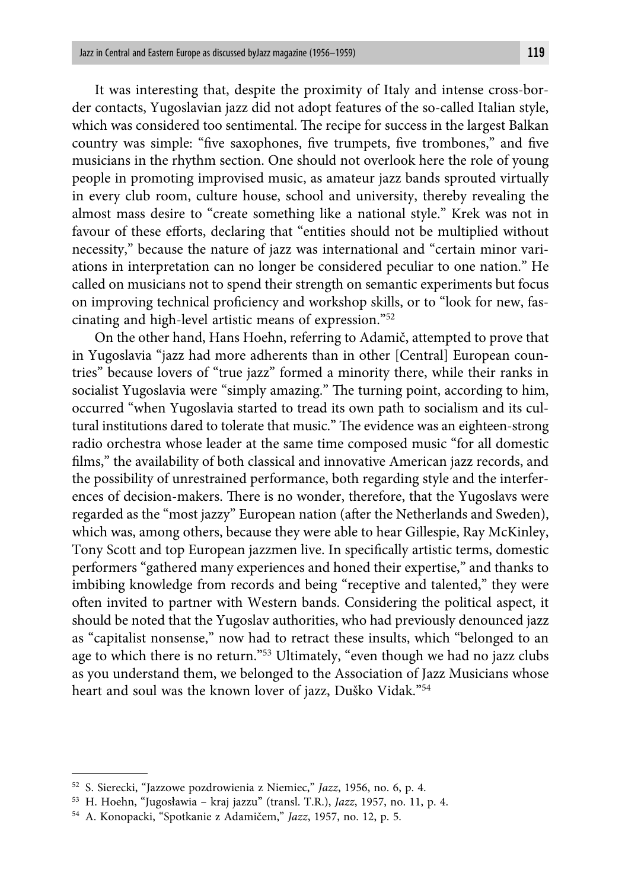It was interesting that, despite the proximity of Italy and intense cross-border contacts, Yugoslavian jazz did not adopt features of the so-called Italian style, which was considered too sentimental. The recipe for success in the largest Balkan country was simple: "five saxophones, five trumpets, five trombones," and five musicians in the rhythm section. One should not overlook here the role of young people in promoting improvised music, as amateur jazz bands sprouted virtually in every club room, culture house, school and university, thereby revealing the almost mass desire to "create something like a national style." Krek was not in favour of these efforts, declaring that "entities should not be multiplied without necessity," because the nature of jazz was international and "certain minor variations in interpretation can no longer be considered peculiar to one nation." He called on musicians not to spend their strength on semantic experiments but focus on improving technical proficiency and workshop skills, or to "look for new, fascinating and high-level artistic means of expression."[52]

On the other hand, Hans Hoehn, referring to Adamič, attempted to prove that in Yugoslavia "jazz had more adherents than in other [Central] European countries" because lovers of "true jazz" formed a minority there, while their ranks in socialist Yugoslavia were "simply amazing." The turning point, according to him, occurred "when Yugoslavia started to tread its own path to socialism and its cultural institutions dared to tolerate that music." The evidence was an eighteen-strong radio orchestra whose leader at the same time composed music "for all domestic films," the availability of both classical and innovative American jazz records, and the possibility of unrestrained performance, both regarding style and the interferences of decision-makers. There is no wonder, therefore, that the Yugoslavs were regarded as the "most jazzy" European nation (after the Netherlands and Sweden), which was, among others, because they were able to hear Gillespie, Ray McKinley, Tony Scott and top European jazzmen live. In specifically artistic terms, domestic performers "gathered many experiences and honed their expertise," and thanks to imbibing knowledge from records and being "receptive and talented," they were often invited to partner with Western bands. Considering the political aspect, it should be noted that the Yugoslav authorities, who had previously denounced jazz as "capitalist nonsense," now had to retract these insults, which "belonged to an age to which there is no return."[53] Ultimately, "even though we had no jazz clubs as you understand them, we belonged to the Association of Jazz Musicians whose heart and soul was the known lover of jazz, Duško Vidak."[54]

---

[52] S. Sierecki, "Jazzowe pozdrowienia z Niemiec," *Jazz*, 1956, no. 6, p. 4.

[53] H. Hoehn, "Jugosławia – kraj jazzu" (transl. T.R.), *Jazz*, 1957, no. 11, p. 4.

[54] A. Konopacki, "Spotkanie z Adamičem," *Jazz*, 1957, no. 12, p. 5.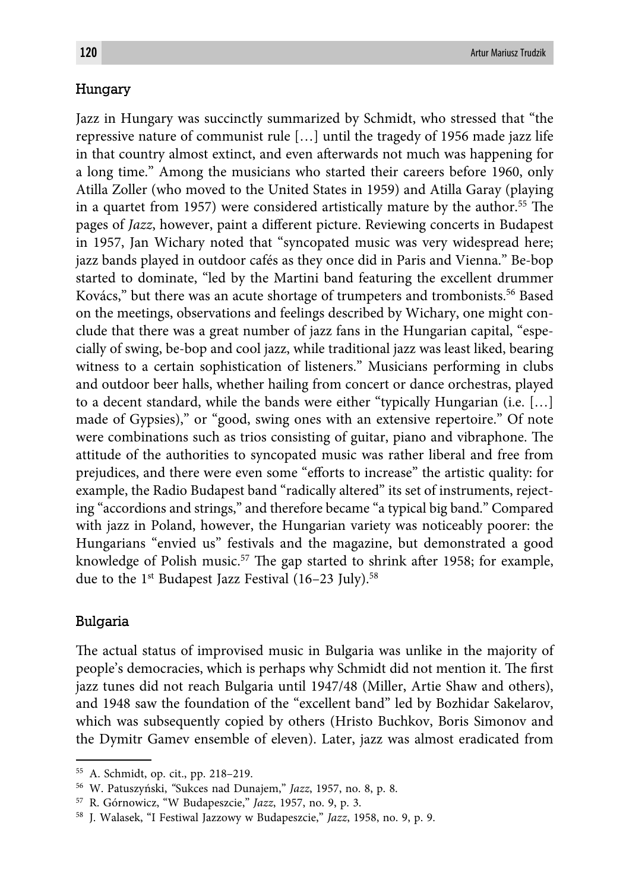## Hungary

Jazz in Hungary was succinctly summarized by Schmidt, who stressed that "the repressive nature of communist rule […] until the tragedy of 1956 made jazz life in that country almost extinct, and even afterwards not much was happening for a long time." Among the musicians who started their careers before 1960, only Atilla Zoller (who moved to the United States in 1959) and Atilla Garay (playing in a quartet from 1957) were considered artistically mature by the author.[55] The pages of *Jazz*, however, paint a different picture. Reviewing concerts in Budapest in 1957, Jan Wichary noted that "syncopated music was very widespread here; jazz bands played in outdoor cafés as they once did in Paris and Vienna." Be-bop started to dominate, "led by the Martini band featuring the excellent drummer Kovács," but there was an acute shortage of trumpeters and trombonists.[56] Based on the meetings, observations and feelings described by Wichary, one might conclude that there was a great number of jazz fans in the Hungarian capital, "especially of swing, be-bop and cool jazz, while traditional jazz was least liked, bearing witness to a certain sophistication of listeners." Musicians performing in clubs and outdoor beer halls, whether hailing from concert or dance orchestras, played to a decent standard, while the bands were either "typically Hungarian (i.e. […] made of Gypsies)," or "good, swing ones with an extensive repertoire." Of note were combinations such as trios consisting of guitar, piano and vibraphone. The attitude of the authorities to syncopated music was rather liberal and free from prejudices, and there were even some "efforts to increase" the artistic quality: for example, the Radio Budapest band "radically altered" its set of instruments, rejecting "accordions and strings," and therefore became "a typical big band." Compared with jazz in Poland, however, the Hungarian variety was noticeably poorer: the Hungarians "envied us" festivals and the magazine, but demonstrated a good knowledge of Polish music.[57] The gap started to shrink after 1958; for example, due to the 1st Budapest Jazz Festival (16–23 July).[58]

## Bulgaria

The actual status of improvised music in Bulgaria was unlike in the majority of people's democracies, which is perhaps why Schmidt did not mention it. The first jazz tunes did not reach Bulgaria until 1947/48 (Miller, Artie Shaw and others), and 1948 saw the foundation of the "excellent band" led by Bozhidar Sakelarov, which was subsequently copied by others (Hristo Buchkov, Boris Simonov and the Dymitr Gamev ensemble of eleven). Later, jazz was almost eradicated from

---

[55] A. Schmidt, op. cit., pp. 218–219.

[56] W. Patuszyński, "Sukces nad Dunajem," *Jazz*, 1957, no. 8, p. 8.

[57] R. Górnowicz, "W Budapeszcie," *Jazz*, 1957, no. 9, p. 3.

[58] J. Walasek, "I Festiwal Jazzowy w Budapeszcie," *Jazz*, 1958, no. 9, p. 9.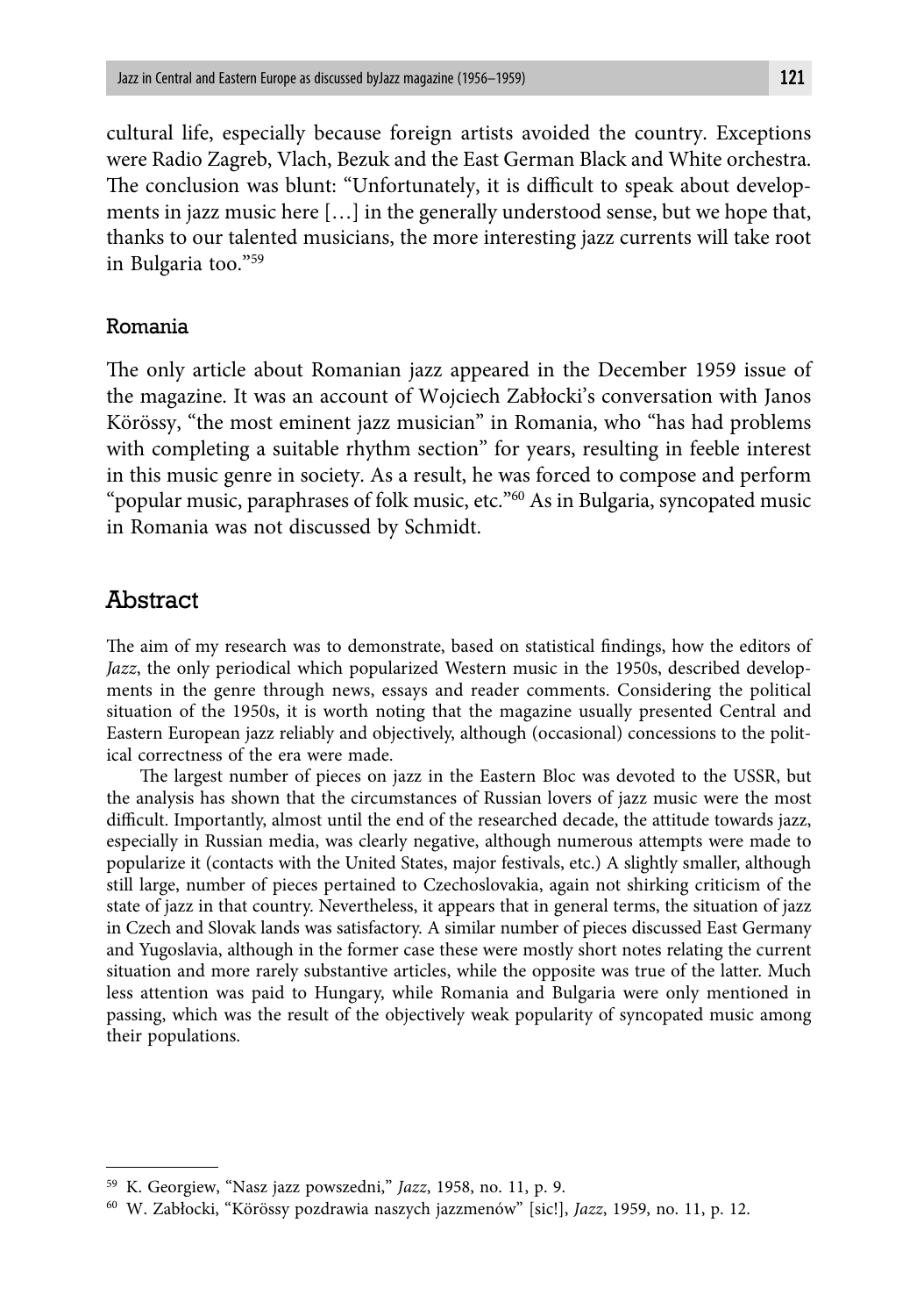cultural life, especially because foreign artists avoided the country. Exceptions were Radio Zagreb, Vlach, Bezuk and the East German Black and White orchestra. The conclusion was blunt: "Unfortunately, it is difficult to speak about developments in jazz music here […] in the generally understood sense, but we hope that, thanks to our talented musicians, the more interesting jazz currents will take root in Bulgaria too."[59]

### Romania

The only article about Romanian jazz appeared in the December 1959 issue of the magazine. It was an account of Wojciech Zabłocki's conversation with Janos Körössy, "the most eminent jazz musician" in Romania, who "has had problems with completing a suitable rhythm section" for years, resulting in feeble interest in this music genre in society. As a result, he was forced to compose and perform "popular music, paraphrases of folk music, etc."[60] As in Bulgaria, syncopated music in Romania was not discussed by Schmidt.

## Abstract

The aim of my research was to demonstrate, based on statistical findings, how the editors of *Jazz*, the only periodical which popularized Western music in the 1950s, described developments in the genre through news, essays and reader comments. Considering the political situation of the 1950s, it is worth noting that the magazine usually presented Central and Eastern European jazz reliably and objectively, although (occasional) concessions to the political correctness of the era were made.

The largest number of pieces on jazz in the Eastern Bloc was devoted to the USSR, but the analysis has shown that the circumstances of Russian lovers of jazz music were the most difficult. Importantly, almost until the end of the researched decade, the attitude towards jazz, especially in Russian media, was clearly negative, although numerous attempts were made to popularize it (contacts with the United States, major festivals, etc.) A slightly smaller, although still large, number of pieces pertained to Czechoslovakia, again not shirking criticism of the state of jazz in that country. Nevertheless, it appears that in general terms, the situation of jazz in Czech and Slovak lands was satisfactory. A similar number of pieces discussed East Germany and Yugoslavia, although in the former case these were mostly short notes relating the current situation and more rarely substantive articles, while the opposite was true of the latter. Much less attention was paid to Hungary, while Romania and Bulgaria were only mentioned in passing, which was the result of the objectively weak popularity of syncopated music among their populations.

---

[59] K. Georgiew, "Nasz jazz powszedni," *Jazz*, 1958, no. 11, p. 9.

[60] W. Zabłocki, "Körössy pozdrawia naszych jazzmenów" [sic!], *Jazz*, 1959, no. 11, p. 12.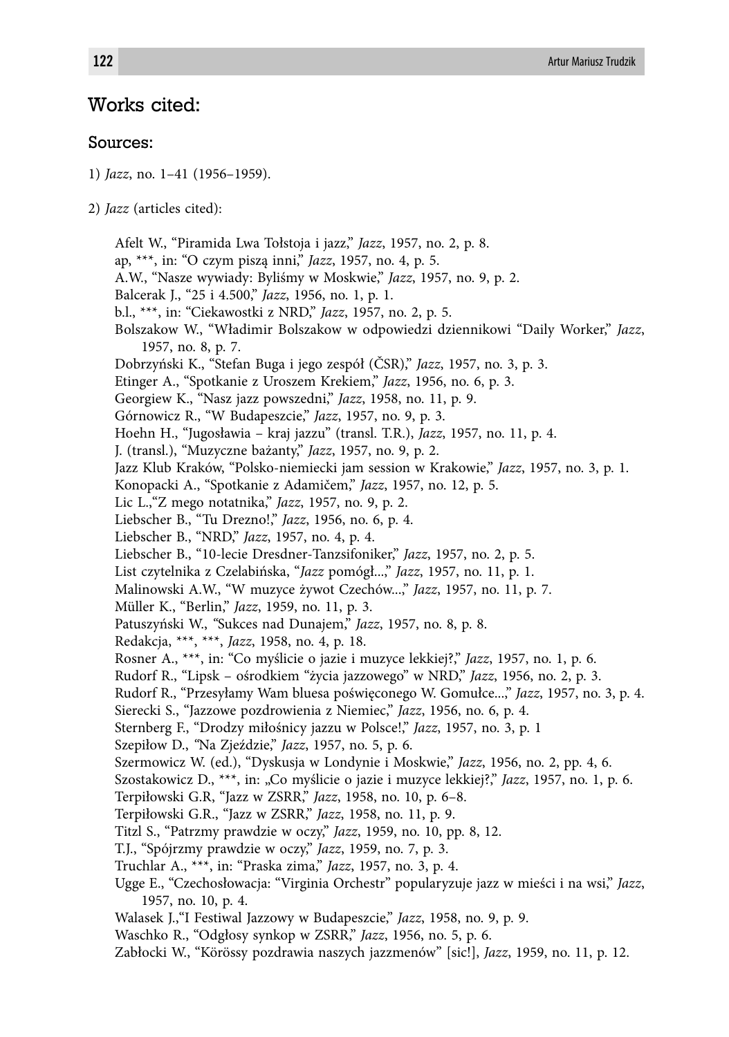## Works cited:

### Sources:

1) *Jazz*, no. 1–41 (1956–1959).

2) *Jazz* (articles cited):

Afelt W., "Piramida Lwa Tołstoja i jazz," *Jazz*, 1957, no. 2, p. 8.
ap, ***, in: "O czym piszą inni," *Jazz*, 1957, no. 4, p. 5.
A.W., "Nasze wywiady: Byliśmy w Moskwie," *Jazz*, 1957, no. 9, p. 2.
Balcerak J., "25 i 4.500," *Jazz*, 1956, no. 1, p. 1.
b.l., ***, in: "Ciekawostki z NRD," *Jazz*, 1957, no. 2, p. 5.
Bolszakow W., "Władimir Bolszakow w odpowiedzi dziennikowi "Daily Worker," *Jazz*, 1957, no. 8, p. 7.
Dobrzyński K., "Stefan Buga i jego zespół (ČSR)," *Jazz*, 1957, no. 3, p. 3.
Etinger A., "Spotkanie z Uroszem Krekiem," *Jazz*, 1956, no. 6, p. 3.
Georgiew K., "Nasz jazz powszedni," *Jazz*, 1958, no. 11, p. 9.
Górnowicz R., "W Budapeszcie," *Jazz*, 1957, no. 9, p. 3.
Hoehn H., "Jugosławia – kraj jazzu" (transl. T.R.), *Jazz*, 1957, no. 11, p. 4.
J. (transl.), "Muzyczne bażanty," *Jazz*, 1957, no. 9, p. 2.
Jazz Klub Kraków, "Polsko-niemiecki jam session w Krakowie," *Jazz*, 1957, no. 3, p. 1.
Konopacki A., "Spotkanie z Adamičem," *Jazz*, 1957, no. 12, p. 5.
Lic L.,"Z mego notatnika," *Jazz*, 1957, no. 9, p. 2.
Liebscher B., "Tu Drezno!," *Jazz*, 1956, no. 6, p. 4.
Liebscher B., "NRD," *Jazz*, 1957, no. 4, p. 4.
Liebscher B., "10-lecie Dresdner-Tanzsifoniker," *Jazz*, 1957, no. 2, p. 5.
List czytelnika z Czelabińska, "*Jazz* pomógł...," *Jazz*, 1957, no. 11, p. 1.
Malinowski A.W., "W muzyce żywot Czechów...," *Jazz*, 1957, no. 11, p. 7.
Müller K., "Berlin," *Jazz*, 1959, no. 11, p. 3.
Patuszyński W., "Sukces nad Dunajem," *Jazz*, 1957, no. 8, p. 8.
Redakcja, ***, ***, *Jazz*, 1958, no. 4, p. 18.
Rosner A., ***, in: "Co myślicie o jazie i muzyce lekkiej?," *Jazz*, 1957, no. 1, p. 6.
Rudorf R., "Lipsk – ośrodkiem "życia jazzowego" w NRD," *Jazz*, 1956, no. 2, p. 3.
Rudorf R., "Przesyłamy Wam bluesa poświęconego W. Gomułce...," *Jazz*, 1957, no. 3, p. 4.
Sierecki S., "Jazzowe pozdrowienia z Niemiec," *Jazz*, 1956, no. 6, p. 4.
Sternberg F., "Drodzy miłośnicy jazzu w Polsce!," *Jazz*, 1957, no. 3, p. 1
Szepiłow D., "Na Zjeździe," *Jazz*, 1957, no. 5, p. 6.
Szermowicz W. (ed.), "Dyskusja w Londynie i Moskwie," *Jazz*, 1956, no. 2, pp. 4, 6.
Szostakowicz D., ***, in: „Co myślicie o jazie i muzyce lekkiej?," *Jazz*, 1957, no. 1, p. 6.
Terpiłowski G.R, "Jazz w ZSRR," *Jazz*, 1958, no. 10, p. 6–8.
Terpiłowski G.R., "Jazz w ZSRR," *Jazz*, 1958, no. 11, p. 9.
Titzl S., "Patrzmy prawdzie w oczy," *Jazz*, 1959, no. 10, pp. 8, 12.
T.J., "Spójrzmy prawdzie w oczy," *Jazz*, 1959, no. 7, p. 3.
Truchlar A., ***, in: "Praska zima," *Jazz*, 1957, no. 3, p. 4.
Ugge E., "Czechosłowacja: "Virginia Orchestr" popularyzuje jazz w mieści i na wsi," *Jazz*, 1957, no. 10, p. 4.
Walasek J.,"I Festiwal Jazzowy w Budapeszcie," *Jazz*, 1958, no. 9, p. 9.
Waschko R., "Odgłosy synkop w ZSRR," *Jazz*, 1956, no. 5, p. 6.
Zabłocki W., "Körössy pozdrawia naszych jazzmenów" [sic!], *Jazz*, 1959, no. 11, p. 12.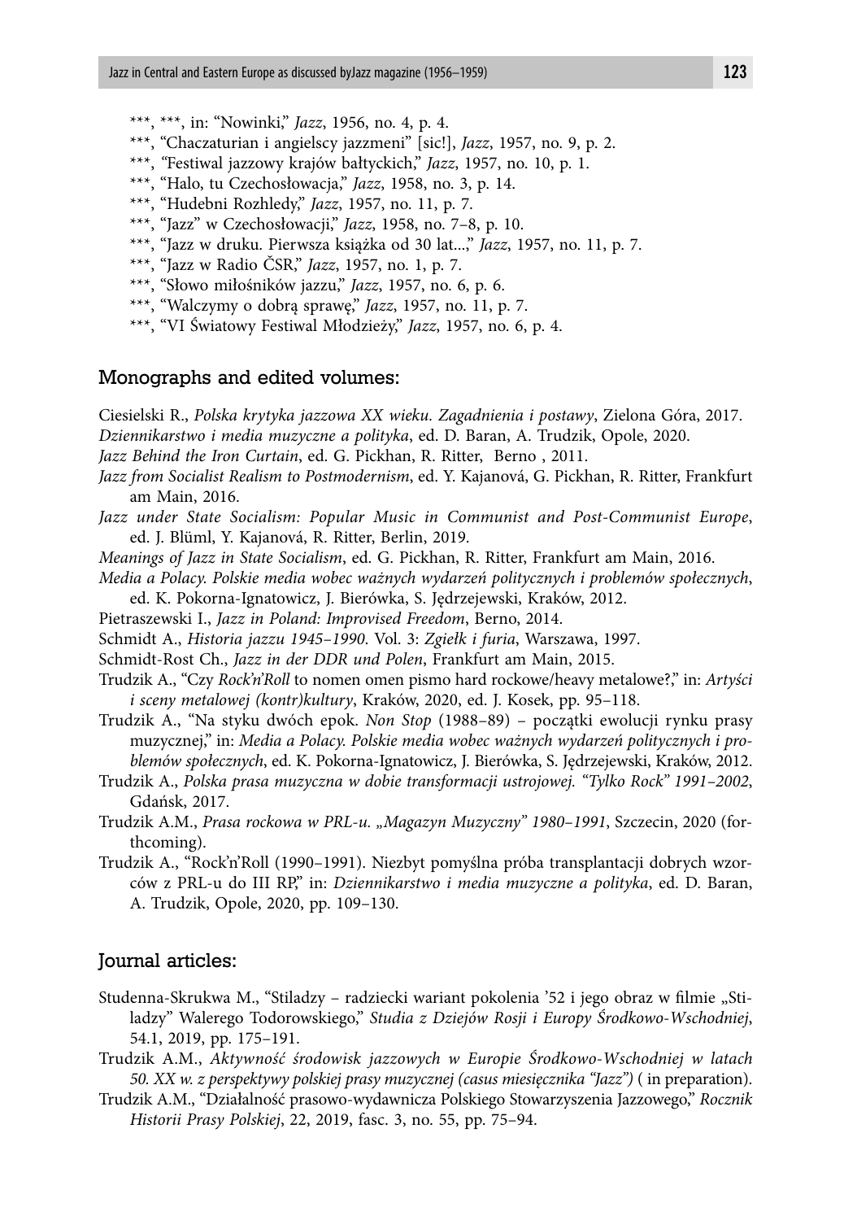***, ***, in: "Nowinki," *Jazz*, 1956, no. 4, p. 4.
***, "Chaczaturian i angielscy jazzmeni" [sic!], *Jazz*, 1957, no. 9, p. 2.
***, "Festiwal jazzowy krajów bałtyckich," *Jazz*, 1957, no. 10, p. 1.
***, "Halo, tu Czechosłowacja," *Jazz*, 1958, no. 3, p. 14.
***, "Hudebni Rozhledy," *Jazz*, 1957, no. 11, p. 7.
***, "Jazz" w Czechosłowacji," *Jazz*, 1958, no. 7–8, p. 10.
***, "Jazz w druku. Pierwsza książka od 30 lat...," *Jazz*, 1957, no. 11, p. 7.
***, "Jazz w Radio ČSR," *Jazz*, 1957, no. 1, p. 7.
***, "Słowo miłośników jazzu," *Jazz*, 1957, no. 6, p. 6.
***, "Walczymy o dobrą sprawę," *Jazz*, 1957, no. 11, p. 7.
***, "VI Światowy Festiwal Młodzieży," *Jazz*, 1957, no. 6, p. 4.

## Monographs and edited volumes:

Ciesielski R., *Polska krytyka jazzowa XX wieku. Zagadnienia i postawy*, Zielona Góra, 2017.
*Dziennikarstwo i media muzyczne a polityka*, ed. D. Baran, A. Trudzik, Opole, 2020.
*Jazz Behind the Iron Curtain*, ed. G. Pickhan, R. Ritter, Berno , 2011.
*Jazz from Socialist Realism to Postmodernism*, ed. Y. Kajanová, G. Pickhan, R. Ritter, Frankfurt am Main, 2016.
*Jazz under State Socialism: Popular Music in Communist and Post-Communist Europe*, ed. J. Blüml, Y. Kajanová, R. Ritter, Berlin, 2019.
*Meanings of Jazz in State Socialism*, ed. G. Pickhan, R. Ritter, Frankfurt am Main, 2016.
*Media a Polacy. Polskie media wobec ważnych wydarzeń politycznych i problemów społecznych*, ed. K. Pokorna-Ignatowicz, J. Bierówka, S. Jędrzejewski, Kraków, 2012.
Pietraszewski I., *Jazz in Poland: Improvised Freedom*, Berno, 2014.
Schmidt A., *Historia jazzu 1945–1990*. Vol. 3: *Zgiełk i furia*, Warszawa, 1997.
Schmidt-Rost Ch., *Jazz in der DDR und Polen*, Frankfurt am Main, 2015.
Trudzik A., "Czy *Rock'n'Roll* to nomen omen pismo hard rockowe/heavy metalowe?," in: *Artyści i sceny metalowej (kontr)kultury*, Kraków, 2020, ed. J. Kosek, pp. 95–118.
Trudzik A., "Na styku dwóch epok. *Non Stop* (1988–89) – początki ewolucji rynku prasy muzycznej," in: *Media a Polacy. Polskie media wobec ważnych wydarzeń politycznych i problemów społecznych*, ed. K. Pokorna-Ignatowicz, J. Bierówka, S. Jędrzejewski, Kraków, 2012.
Trudzik A., *Polska prasa muzyczna w dobie transformacji ustrojowej. "Tylko Rock" 1991–2002*, Gdańsk, 2017.
Trudzik A.M., *Prasa rockowa w PRL-u. „Magazyn Muzyczny" 1980–1991*, Szczecin, 2020 (forthcoming).
Trudzik A., "Rock'n'Roll (1990–1991). Niezbyt pomyślna próba transplantacji dobrych wzorców z PRL-u do III RP," in: *Dziennikarstwo i media muzyczne a polityka*, ed. D. Baran, A. Trudzik, Opole, 2020, pp. 109–130.

## Journal articles:

Studenna-Skrukwa M., "Stiladzy – radziecki wariant pokolenia '52 i jego obraz w filmie „Stiladzy" Walerego Todorowskiego," *Studia z Dziejów Rosji i Europy Środkowo-Wschodniej*, 54.1, 2019, pp. 175–191.
Trudzik A.M., *Aktywność środowisk jazzowych w Europie Środkowo-Wschodniej w latach 50. XX w. z perspektywy polskiej prasy muzycznej (casus miesięcznika "Jazz")* ( in preparation).
Trudzik A.M., "Działalność prasowo-wydawnicza Polskiego Stowarzyszenia Jazzowego," *Rocznik Historii Prasy Polskiej*, 22, 2019, fasc. 3, no. 55, pp. 75–94.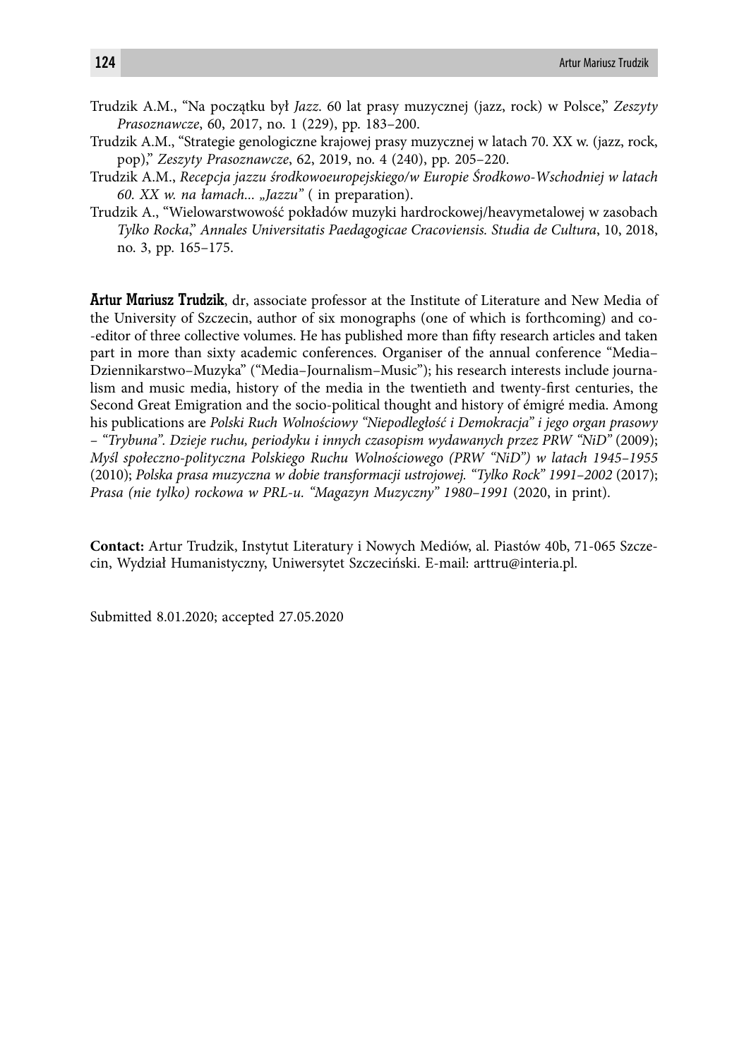Trudzik A.M., “Na początku był *Jazz*. 60 lat prasy muzycznej (jazz, rock) w Polsce,” *Zeszyty Prasoznawcze*, 60, 2017, no. 1 (229), pp. 183–200.

Trudzik A.M., “Strategie genologiczne krajowej prasy muzycznej w latach 70. XX w. (jazz, rock, pop),” *Zeszyty Prasoznawcze*, 62, 2019, no. 4 (240), pp. 205–220.

Trudzik A.M., *Recepcja jazzu środkowoeuropejskiego/w Europie Środkowo-Wschodniej w latach 60. XX w. na łamach... „Jazzu”* ( in preparation).

Trudzik A., “Wielowarstwowość pokładów muzyki hardrockowej/heavymetalowej w zasobach *Tylko Rocka*,” *Annales Universitatis Paedagogicae Cracoviensis. Studia de Cultura*, 10, 2018, no. 3, pp. 165–175.

**Artur Mariusz Trudzik**, dr, associate professor at the Institute of Literature and New Media of the University of Szczecin, author of six monographs (one of which is forthcoming) and co-editor of three collective volumes. He has published more than fifty research articles and taken part in more than sixty academic conferences. Organiser of the annual conference “Media–Dziennikarstwo–Muzyka” (“Media–Journalism–Music”); his research interests include journalism and music media, history of the media in the twentieth and twenty-first centuries, the Second Great Emigration and the socio-political thought and history of émigré media. Among his publications are *Polski Ruch Wolnościowy “Niepodległość i Demokracja” i jego organ prasowy – “Trybuna”. Dzieje ruchu, periodyku i innych czasopism wydawanych przez PRW “NiD”* (2009); *Myśl społeczno-polityczna Polskiego Ruchu Wolnościowego (PRW “NiD”) w latach 1945–1955* (2010); *Polska prasa muzyczna w dobie transformacji ustrojowej. “Tylko Rock” 1991–2002* (2017); *Prasa (nie tylko) rockowa w PRL-u. “Magazyn Muzyczny” 1980–1991* (2020, in print).

**Contact:** Artur Trudzik, Instytut Literatury i Nowych Mediów, al. Piastów 40b, 71-065 Szczecin, Wydział Humanistyczny, Uniwersytet Szczeciński. E-mail: arttru@interia.pl.

Submitted 8.01.2020; accepted 27.05.2020